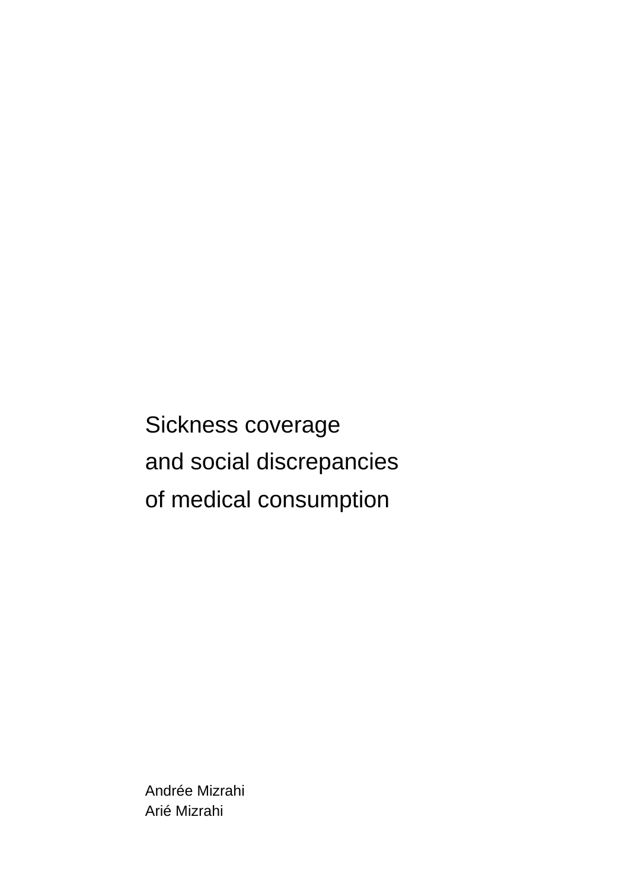# Sickness coverage and social discrepancies of medical consumption

Andrée Mizrahi

Arié Mizrahi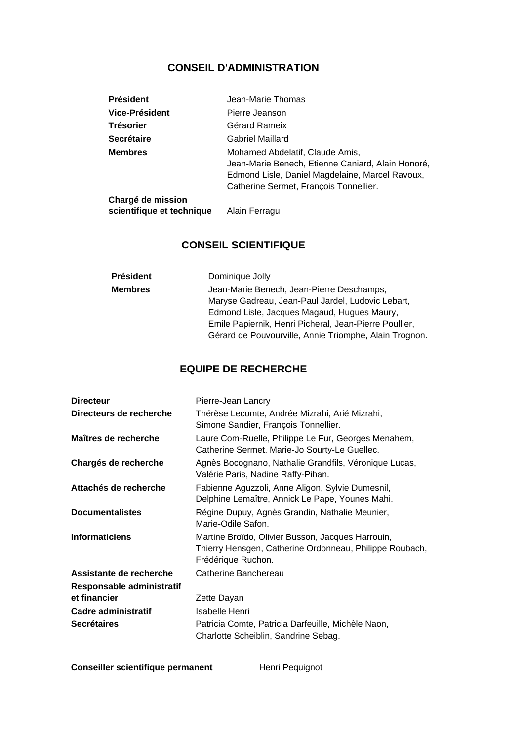## CONSEIL D'ADMINISTRATION

| | |
|---|---|
| **Président** | Jean-Marie Thomas |
| **Vice-Président** | Pierre Jeanson |
| **Trésorier** | Gérard Rameix |
| **Secrétaire** | Gabriel Maillard |
| **Membres** | Mohamed Abdelatif, Claude Amis, Jean-Marie Benech, Etienne Caniard, Alain Honoré, Edmond Lisle, Daniel Magdelaine, Marcel Ravoux, Catherine Sermet, François Tonnellier. |
| **Chargé de mission scientifique et technique** | Alain Ferragu |

## CONSEIL SCIENTIFIQUE

| | |
|---|---|
| **Président** | Dominique Jolly |
| **Membres** | Jean-Marie Benech, Jean-Pierre Deschamps, Maryse Gadreau, Jean-Paul Jardel, Ludovic Lebart, Edmond Lisle, Jacques Magaud, Hugues Maury, Emile Papiernik, Henri Picheral, Jean-Pierre Poullier, Gérard de Pouvourville, Annie Triomphe, Alain Trognon. |

## EQUIPE DE RECHERCHE

| | |
|---|---|
| **Directeur** | Pierre-Jean Lancry |
| **Directeurs de recherche** | Thérèse Lecomte, Andrée Mizrahi, Arié Mizrahi, Simone Sandier, François Tonnellier. |
| **Maîtres de recherche** | Laure Com-Ruelle, Philippe Le Fur, Georges Menahem, Catherine Sermet, Marie-Jo Sourty-Le Guellec. |
| **Chargés de recherche** | Agnès Bocognano, Nathalie Grandfils, Véronique Lucas, Valérie Paris, Nadine Raffy-Pihan. |
| **Attachés de recherche** | Fabienne Aguzzoli, Anne Aligon, Sylvie Dumesnil, Delphine Lemaître, Annick Le Pape, Younes Mahi. |
| **Documentalistes** | Régine Dupuy, Agnès Grandin, Nathalie Meunier, Marie-Odile Safon. |
| **Informaticiens** | Martine Broïdo, Olivier Busson, Jacques Harrouin, Thierry Hensgen, Catherine Ordonneau, Philippe Roubach, Frédérique Ruchon. |
| **Assistante de recherche** | Catherine Banchereau |
| **Responsable administratif et financier** | Zette Dayan |
| **Cadre administratif** | Isabelle Henri |
| **Secrétaires** | Patricia Comte, Patricia Darfeuille, Michèle Naon, Charlotte Scheiblin, Sandrine Sebag. |

**Conseiller scientifique permanent** Henri Pequignot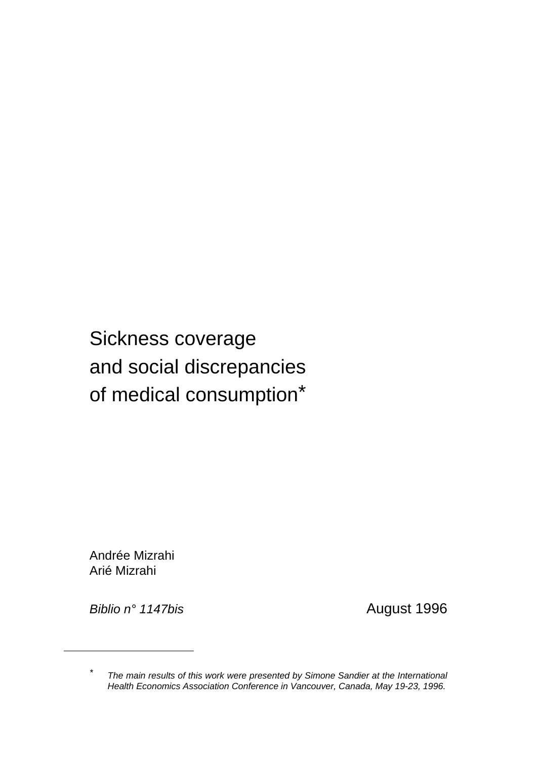# Sickness coverage and social discrepancies of medical consumption*

Andrée Mizrahi
Arié Mizrahi

*Biblio n° 1147bis* August 1996

---

\* *The main results of this work were presented by Simone Sandier at the International Health Economics Association Conference in Vancouver, Canada, May 19-23, 1996.*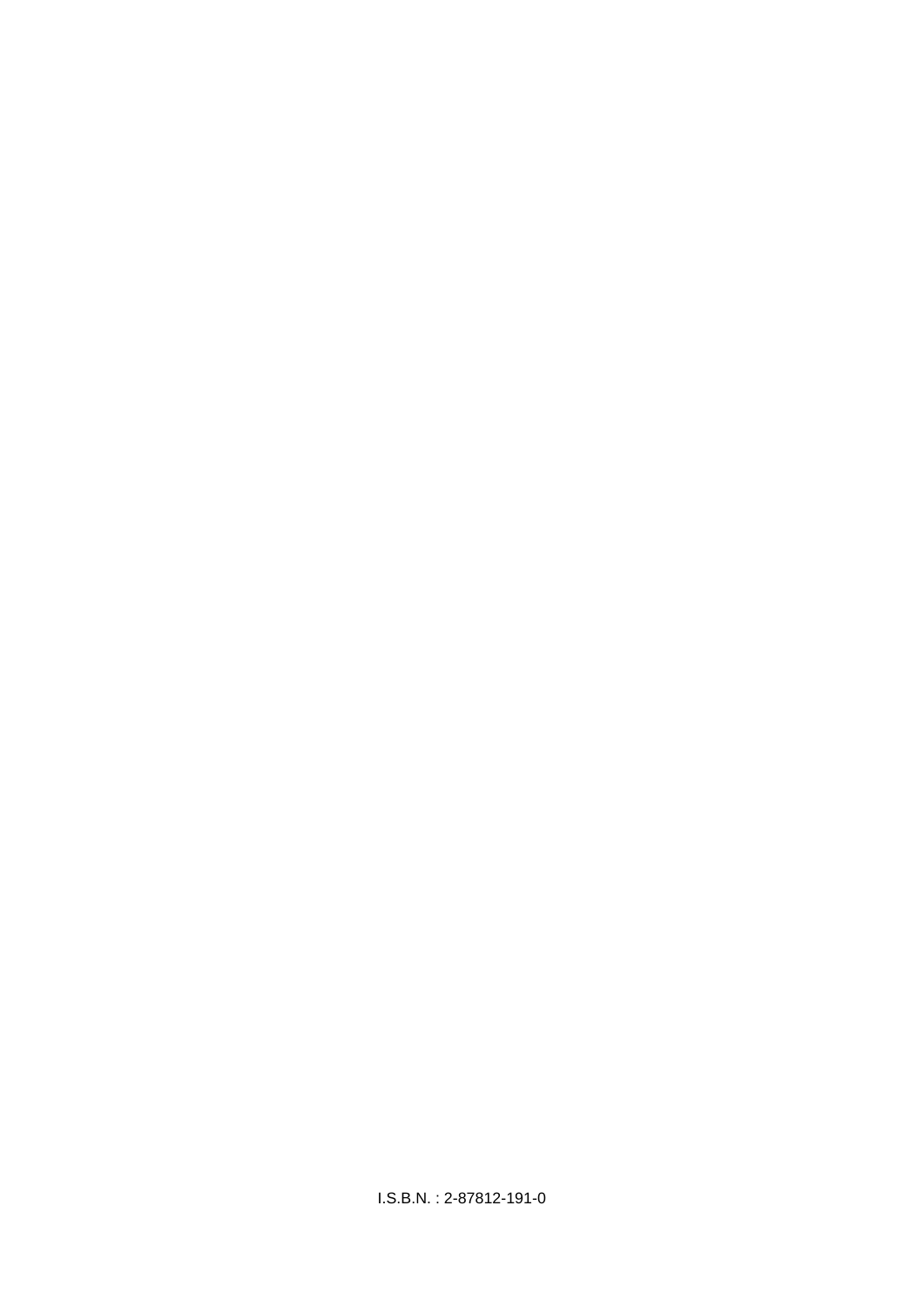I.S.B.N. : 2-87812-191-0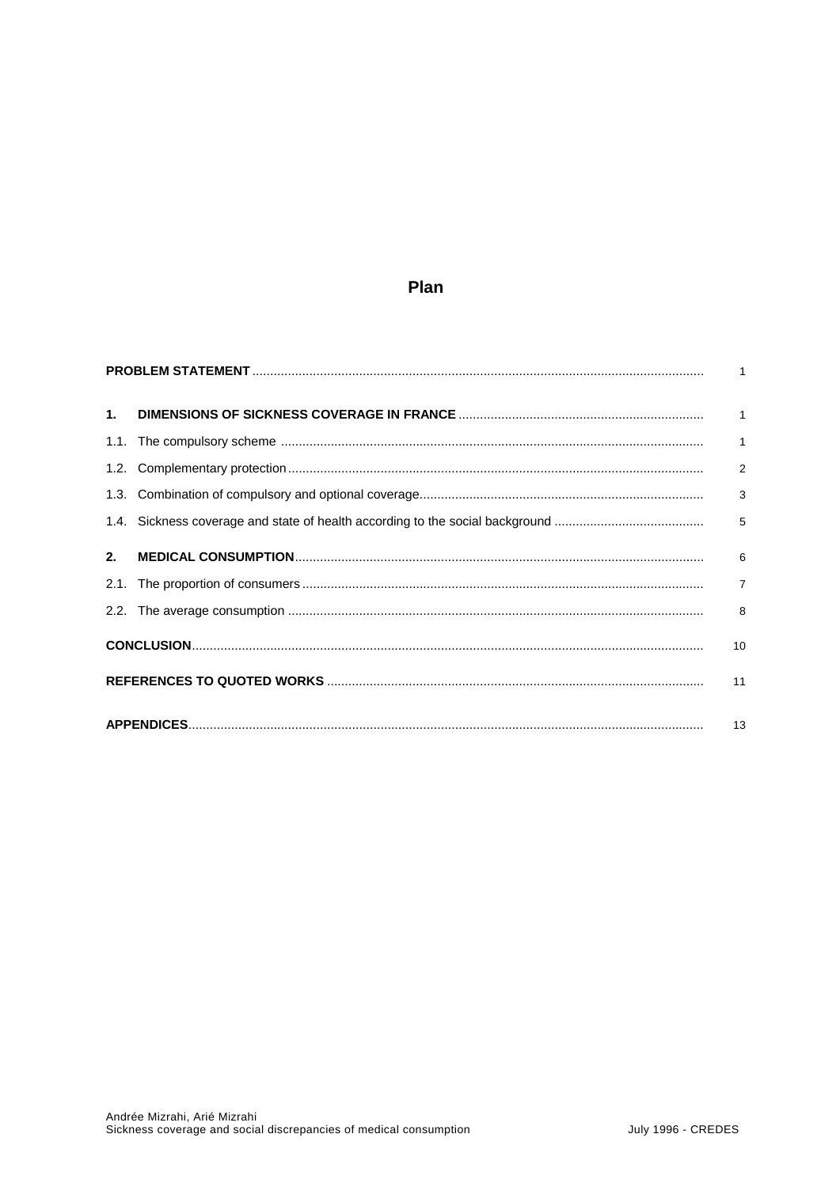# Plan

| | | |
|---|---|---|
| **PROBLEM STATEMENT** | | 1 |
| **1.** | **DIMENSIONS OF SICKNESS COVERAGE IN FRANCE** | 1 |
| 1.1. | The compulsory scheme | 1 |
| 1.2. | Complementary protection | 2 |
| 1.3. | Combination of compulsory and optional coverage | 3 |
| 1.4. | Sickness coverage and state of health according to the social background | 5 |
| **2.** | **MEDICAL CONSUMPTION** | 6 |
| 2.1. | The proportion of consumers | 7 |
| 2.2. | The average consumption | 8 |
| **CONCLUSION** | | 10 |
| **REFERENCES TO QUOTED WORKS** | | 11 |
| **APPENDICES** | | 13 |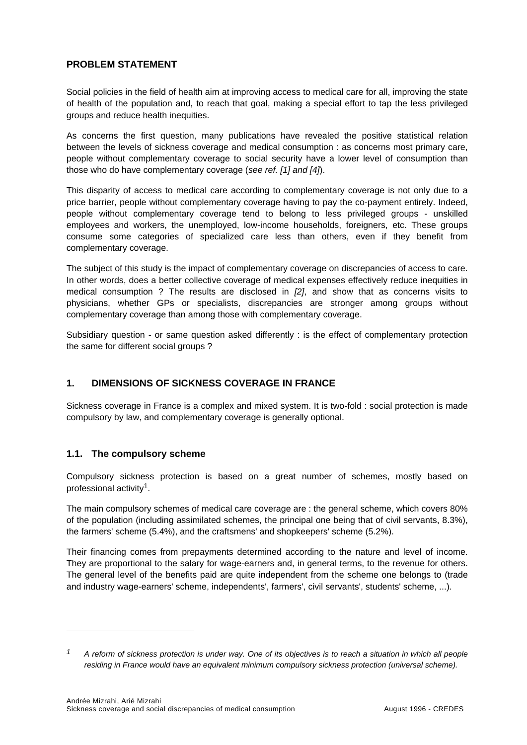## PROBLEM STATEMENT

Social policies in the field of health aim at improving access to medical care for all, improving the state of health of the population and, to reach that goal, making a special effort to tap the less privileged groups and reduce health inequities.

As concerns the first question, many publications have revealed the positive statistical relation between the levels of sickness coverage and medical consumption : as concerns most primary care, people without complementary coverage to social security have a lower level of consumption than those who do have complementary coverage (*see ref. [1] and [4]*).

This disparity of access to medical care according to complementary coverage is not only due to a price barrier, people without complementary coverage having to pay the co-payment entirely. Indeed, people without complementary coverage tend to belong to less privileged groups - unskilled employees and workers, the unemployed, low-income households, foreigners, etc. These groups consume some categories of specialized care less than others, even if they benefit from complementary coverage.

The subject of this study is the impact of complementary coverage on discrepancies of access to care. In other words, does a better collective coverage of medical expenses effectively reduce inequities in medical consumption ? The results are disclosed in *[2]*, and show that as concerns visits to physicians, whether GPs or specialists, discrepancies are stronger among groups without complementary coverage than among those with complementary coverage.

Subsidiary question - or same question asked differently : is the effect of complementary protection the same for different social groups ?

## 1. DIMENSIONS OF SICKNESS COVERAGE IN FRANCE

Sickness coverage in France is a complex and mixed system. It is two-fold : social protection is made compulsory by law, and complementary coverage is generally optional.

### 1.1. The compulsory scheme

Compulsory sickness protection is based on a great number of schemes, mostly based on professional activity[1].

The main compulsory schemes of medical care coverage are : the general scheme, which covers 80% of the population (including assimilated schemes, the principal one being that of civil servants, 8.3%), the farmers' scheme (5.4%), and the craftsmens' and shopkeepers' scheme (5.2%).

Their financing comes from prepayments determined according to the nature and level of income. They are proportional to the salary for wage-earners and, in general terms, to the revenue for others. The general level of the benefits paid are quite independent from the scheme one belongs to (trade and industry wage-earners' scheme, independents', farmers', civil servants', students' scheme, ...).

---

[1] *A reform of sickness protection is under way. One of its objectives is to reach a situation in which all people residing in France would have an equivalent minimum compulsory sickness protection (universal scheme).*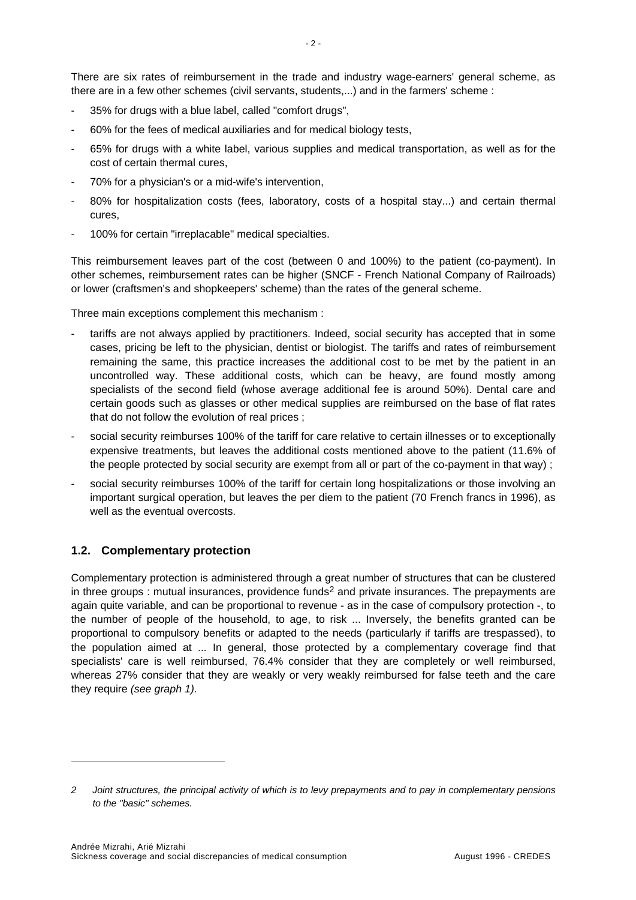There are six rates of reimbursement in the trade and industry wage-earners' general scheme, as there are in a few other schemes (civil servants, students,...) and in the farmers' scheme :

- 35% for drugs with a blue label, called "comfort drugs",
- 60% for the fees of medical auxiliaries and for medical biology tests,
- 65% for drugs with a white label, various supplies and medical transportation, as well as for the cost of certain thermal cures,
- 70% for a physician's or a mid-wife's intervention,
- 80% for hospitalization costs (fees, laboratory, costs of a hospital stay...) and certain thermal cures,
- 100% for certain "irreplacable" medical specialties.

This reimbursement leaves part of the cost (between 0 and 100%) to the patient (co-payment). In other schemes, reimbursement rates can be higher (SNCF - French National Company of Railroads) or lower (craftsmen's and shopkeepers' scheme) than the rates of the general scheme.

Three main exceptions complement this mechanism :

- tariffs are not always applied by practitioners. Indeed, social security has accepted that in some cases, pricing be left to the physician, dentist or biologist. The tariffs and rates of reimbursement remaining the same, this practice increases the additional cost to be met by the patient in an uncontrolled way. These additional costs, which can be heavy, are found mostly among specialists of the second field (whose average additional fee is around 50%). Dental care and certain goods such as glasses or other medical supplies are reimbursed on the base of flat rates that do not follow the evolution of real prices ;
- social security reimburses 100% of the tariff for care relative to certain illnesses or to exceptionally expensive treatments, but leaves the additional costs mentioned above to the patient (11.6% of the people protected by social security are exempt from all or part of the co-payment in that way) ;
- social security reimburses 100% of the tariff for certain long hospitalizations or those involving an important surgical operation, but leaves the per diem to the patient (70 French francs in 1996), as well as the eventual overcosts.

### 1.2. Complementary protection

Complementary protection is administered through a great number of structures that can be clustered in three groups : mutual insurances, providence funds[2] and private insurances. The prepayments are again quite variable, and can be proportional to revenue - as in the case of compulsory protection -, to the number of people of the household, to age, to risk ... Inversely, the benefits granted can be proportional to compulsory benefits or adapted to the needs (particularly if tariffs are trespassed), to the population aimed at ... In general, those protected by a complementary coverage find that specialists' care is well reimbursed, 76.4% consider that they are completely or well reimbursed, whereas 27% consider that they are weakly or very weakly reimbursed for false teeth and the care they require *(see graph 1).*

---

*2 Joint structures, the principal activity of which is to levy prepayments and to pay in complementary pensions to the "basic" schemes.*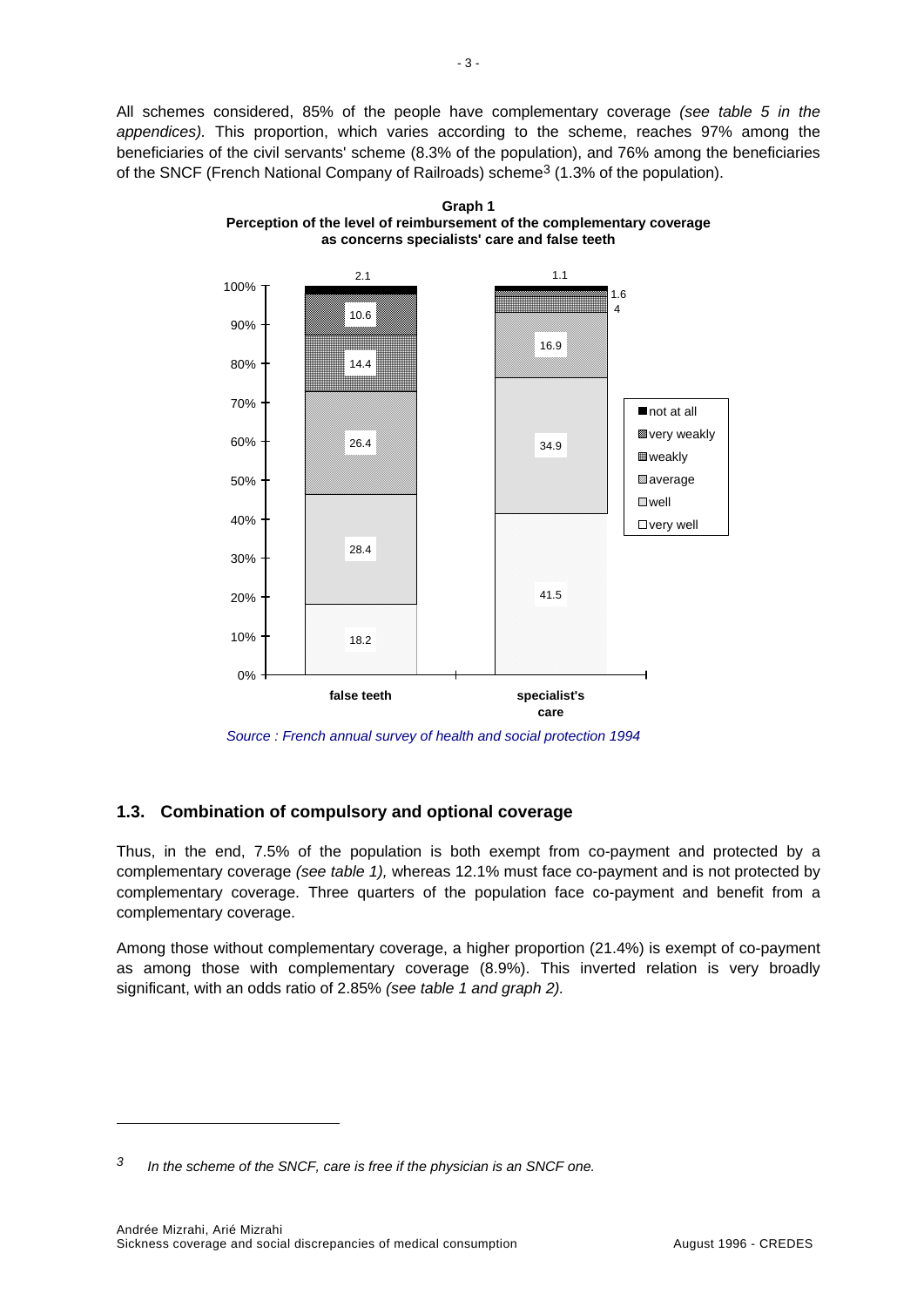All schemes considered, 85% of the people have complementary coverage *(see table 5 in the appendices)*. This proportion, which varies according to the scheme, reaches 97% among the beneficiaries of the civil servants' scheme (8.3% of the population), and 76% among the beneficiaries of the SNCF (French National Company of Railroads) scheme[3] (1.3% of the population).

**Graph 1**
**Perception of the level of reimbursement of the complementary coverage as concerns specialists' care and false teeth**

| | false teeth | specialist's care |
|---|---|---|
| very well | 18.2 | 41.5 |
| well | 28.4 | 34.9 |
| average | 26.4 | 16.9 |
| weakly | 14.4 | 4 |
| very weakly | 10.6 | 1.6 |
| not at all | 2.1 | 1.1 |

*Source : French annual survey of health and social protection 1994*

## 1.3. Combination of compulsory and optional coverage

Thus, in the end, 7.5% of the population is both exempt from co-payment and protected by a complementary coverage *(see table 1),* whereas 12.1% must face co-payment and is not protected by complementary coverage. Three quarters of the population face co-payment and benefit from a complementary coverage.

Among those without complementary coverage, a higher proportion (21.4%) is exempt of co-payment as among those with complementary coverage (8.9%). This inverted relation is very broadly significant, with an odds ratio of 2.85% *(see table 1 and graph 2).*

[3] *In the scheme of the SNCF, care is free if the physician is an SNCF one.*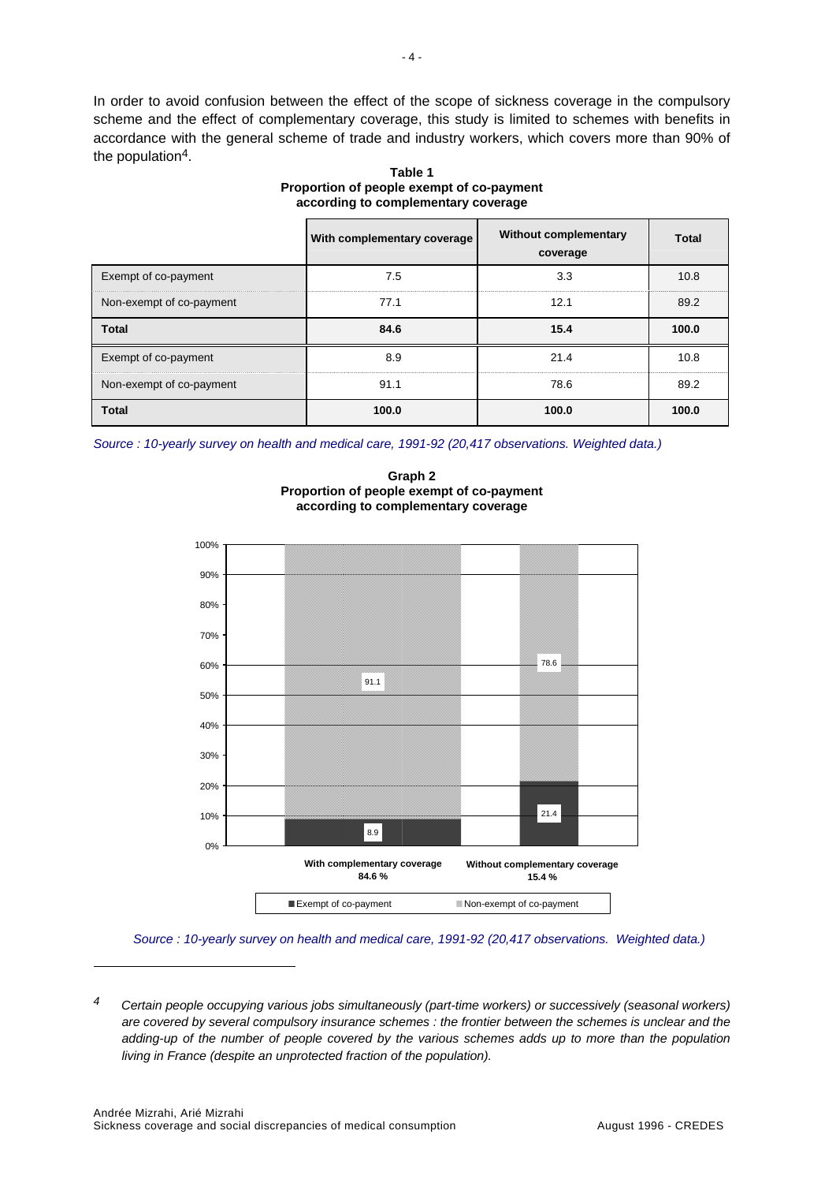In order to avoid confusion between the effect of the scope of sickness coverage in the compulsory scheme and the effect of complementary coverage, this study is limited to schemes with benefits in accordance with the general scheme of trade and industry workers, which covers more than 90% of the population[4].

**Table 1**
**Proportion of people exempt of co-payment according to complementary coverage**

| | With complementary coverage | Without complementary coverage | Total |
|---|---|---|---|
| Exempt of co-payment | 7.5 | 3.3 | 10.8 |
| Non-exempt of co-payment | 77.1 | 12.1 | 89.2 |
| **Total** | **84.6** | **15.4** | **100.0** |
| Exempt of co-payment | 8.9 | 21.4 | 10.8 |
| Non-exempt of co-payment | 91.1 | 78.6 | 89.2 |
| **Total** | **100.0** | **100.0** | **100.0** |

*Source : 10-yearly survey on health and medical care, 1991-92 (20,417 observations. Weighted data.)*

**Graph 2**
**Proportion of people exempt of co-payment according to complementary coverage**

| | With complementary coverage 84.6 % | Without complementary coverage 15.4 % |
|---|---|---|
| Exempt of co-payment | 8.9 | 21.4 |
| Non-exempt of co-payment | 91.1 | 78.6 |

*Source : 10-yearly survey on health and medical care, 1991-92 (20,417 observations. Weighted data.)*

---

[4] *Certain people occupying various jobs simultaneously (part-time workers) or successively (seasonal workers) are covered by several compulsory insurance schemes : the frontier between the schemes is unclear and the adding-up of the number of people covered by the various schemes adds up to more than the population living in France (despite an unprotected fraction of the population).*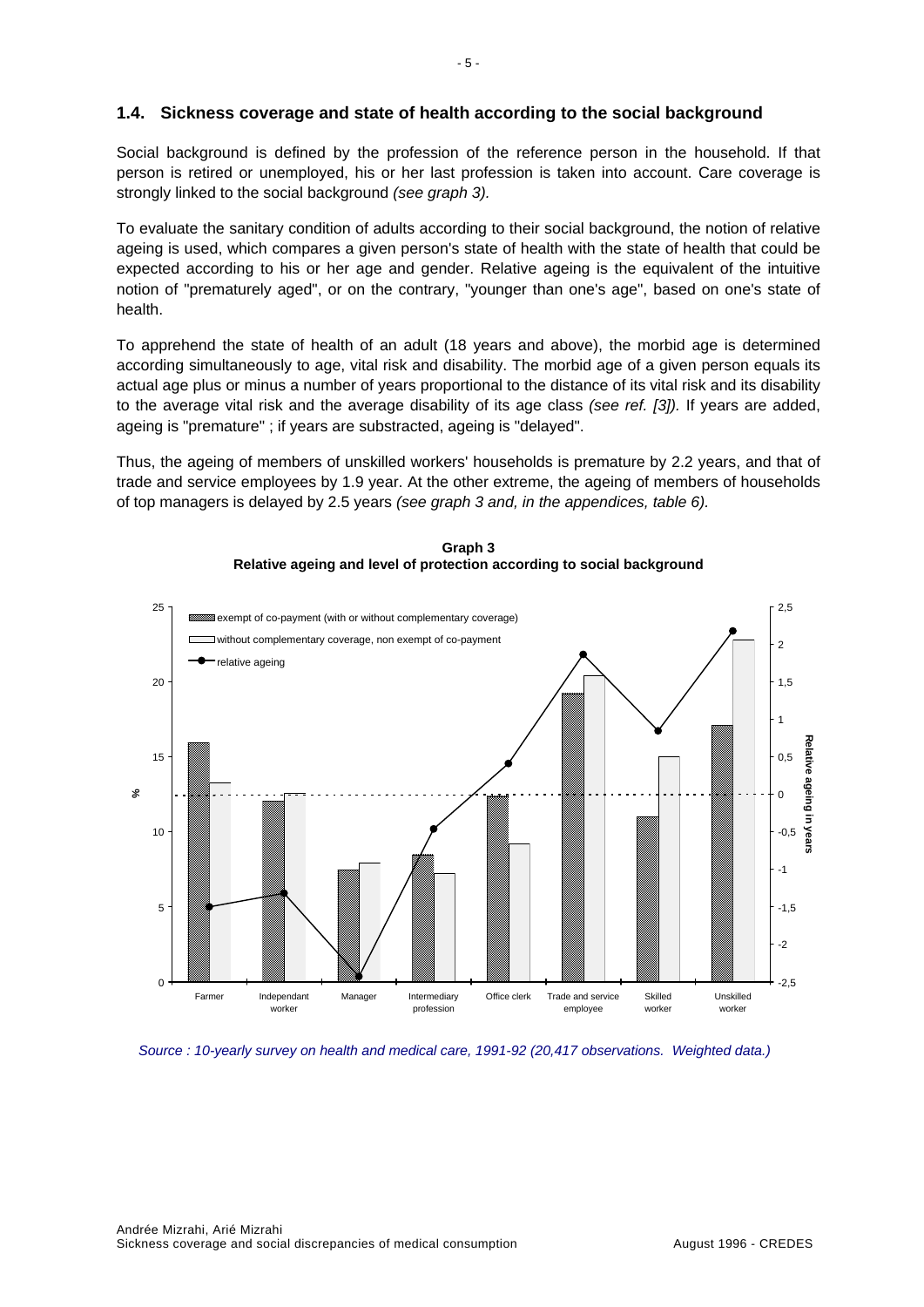## 1.4. Sickness coverage and state of health according to the social background

Social background is defined by the profession of the reference person in the household. If that person is retired or unemployed, his or her last profession is taken into account. Care coverage is strongly linked to the social background *(see graph 3).*

To evaluate the sanitary condition of adults according to their social background, the notion of relative ageing is used, which compares a given person's state of health with the state of health that could be expected according to his or her age and gender. Relative ageing is the equivalent of the intuitive notion of "prematurely aged", or on the contrary, "younger than one's age", based on one's state of health.

To apprehend the state of health of an adult (18 years and above), the morbid age is determined according simultaneously to age, vital risk and disability. The morbid age of a given person equals its actual age plus or minus a number of years proportional to the distance of its vital risk and its disability to the average vital risk and the average disability of its age class *(see ref. [3]).* If years are added, ageing is "premature" ; if years are substracted, ageing is "delayed".

Thus, the ageing of members of unskilled workers' households is premature by 2.2 years, and that of trade and service employees by 1.9 year. At the other extreme, the ageing of members of households of top managers is delayed by 2.5 years *(see graph 3 and, in the appendices, table 6).*

**Graph 3**
**Relative ageing and level of protection according to social background**

*Source : 10-yearly survey on health and medical care, 1991-92 (20,417 observations. Weighted data.)*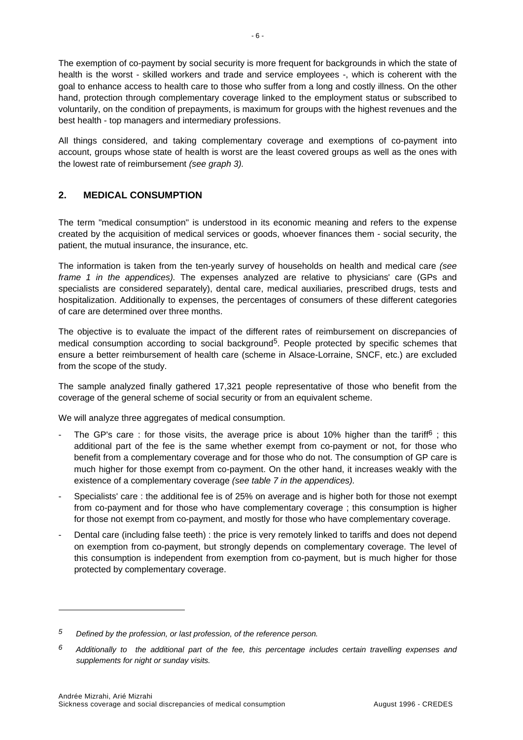The exemption of co-payment by social security is more frequent for backgrounds in which the state of health is the worst - skilled workers and trade and service employees -, which is coherent with the goal to enhance access to health care to those who suffer from a long and costly illness. On the other hand, protection through complementary coverage linked to the employment status or subscribed to voluntarily, on the condition of prepayments, is maximum for groups with the highest revenues and the best health - top managers and intermediary professions.

All things considered, and taking complementary coverage and exemptions of co-payment into account, groups whose state of health is worst are the least covered groups as well as the ones with the lowest rate of reimbursement *(see graph 3).*

## 2. MEDICAL CONSUMPTION

The term "medical consumption" is understood in its economic meaning and refers to the expense created by the acquisition of medical services or goods, whoever finances them - social security, the patient, the mutual insurance, the insurance, etc.

The information is taken from the ten-yearly survey of households on health and medical care *(see frame 1 in the appendices).* The expenses analyzed are relative to physicians' care (GPs and specialists are considered separately), dental care, medical auxiliaries, prescribed drugs, tests and hospitalization. Additionally to expenses, the percentages of consumers of these different categories of care are determined over three months.

The objective is to evaluate the impact of the different rates of reimbursement on discrepancies of medical consumption according to social background[5]. People protected by specific schemes that ensure a better reimbursement of health care (scheme in Alsace-Lorraine, SNCF, etc.) are excluded from the scope of the study.

The sample analyzed finally gathered 17,321 people representative of those who benefit from the coverage of the general scheme of social security or from an equivalent scheme.

We will analyze three aggregates of medical consumption.

- The GP's care : for those visits, the average price is about 10% higher than the tariff[6] ; this additional part of the fee is the same whether exempt from co-payment or not, for those who benefit from a complementary coverage and for those who do not. The consumption of GP care is much higher for those exempt from co-payment. On the other hand, it increases weakly with the existence of a complementary coverage *(see table 7 in the appendices).*
- Specialists' care : the additional fee is of 25% on average and is higher both for those not exempt from co-payment and for those who have complementary coverage ; this consumption is higher for those not exempt from co-payment, and mostly for those who have complementary coverage.
- Dental care (including false teeth) : the price is very remotely linked to tariffs and does not depend on exemption from co-payment, but strongly depends on complementary coverage. The level of this consumption is independent from exemption from co-payment, but is much higher for those protected by complementary coverage.

---

[5] *Defined by the profession, or last profession, of the reference person.*

[6] *Additionally to the additional part of the fee, this percentage includes certain travelling expenses and supplements for night or sunday visits.*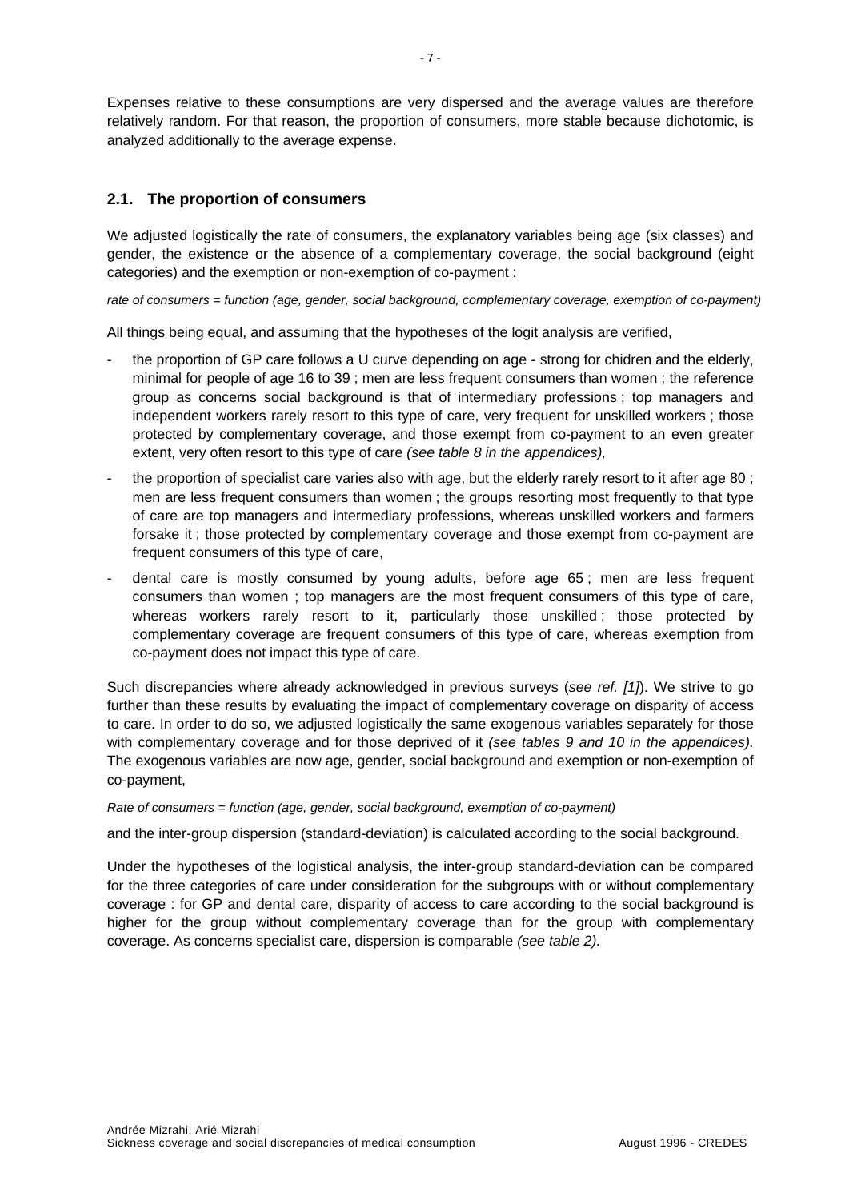Expenses relative to these consumptions are very dispersed and the average values are therefore relatively random. For that reason, the proportion of consumers, more stable because dichotomic, is analyzed additionally to the average expense.

## 2.1. The proportion of consumers

We adjusted logistically the rate of consumers, the explanatory variables being age (six classes) and gender, the existence or the absence of a complementary coverage, the social background (eight categories) and the exemption or non-exemption of co-payment :

*rate of consumers = function (age, gender, social background, complementary coverage, exemption of co-payment)*

All things being equal, and assuming that the hypotheses of the logit analysis are verified,

- the proportion of GP care follows a U curve depending on age - strong for chidren and the elderly, minimal for people of age 16 to 39 ; men are less frequent consumers than women ; the reference group as concerns social background is that of intermediary professions ; top managers and independent workers rarely resort to this type of care, very frequent for unskilled workers ; those protected by complementary coverage, and those exempt from co-payment to an even greater extent, very often resort to this type of care *(see table 8 in the appendices),*
- the proportion of specialist care varies also with age, but the elderly rarely resort to it after age 80 ; men are less frequent consumers than women ; the groups resorting most frequently to that type of care are top managers and intermediary professions, whereas unskilled workers and farmers forsake it ; those protected by complementary coverage and those exempt from co-payment are frequent consumers of this type of care,
- dental care is mostly consumed by young adults, before age 65 ; men are less frequent consumers than women ; top managers are the most frequent consumers of this type of care, whereas workers rarely resort to it, particularly those unskilled ; those protected by complementary coverage are frequent consumers of this type of care, whereas exemption from co-payment does not impact this type of care.

Such discrepancies where already acknowledged in previous surveys (*see ref. [1]*). We strive to go further than these results by evaluating the impact of complementary coverage on disparity of access to care. In order to do so, we adjusted logistically the same exogenous variables separately for those with complementary coverage and for those deprived of it *(see tables 9 and 10 in the appendices).* The exogenous variables are now age, gender, social background and exemption or non-exemption of co-payment,

*Rate of consumers = function (age, gender, social background, exemption of co-payment)*

and the inter-group dispersion (standard-deviation) is calculated according to the social background.

Under the hypotheses of the logistical analysis, the inter-group standard-deviation can be compared for the three categories of care under consideration for the subgroups with or without complementary coverage : for GP and dental care, disparity of access to care according to the social background is higher for the group without complementary coverage than for the group with complementary coverage. As concerns specialist care, dispersion is comparable *(see table 2).*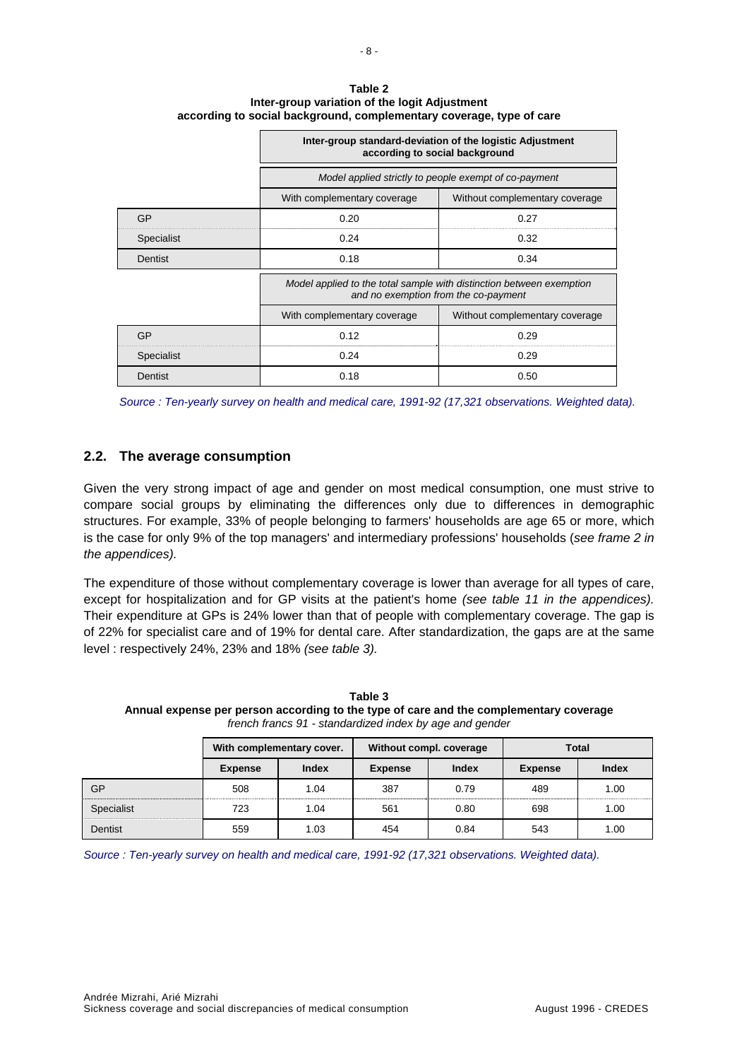**Table 2**
**Inter-group variation of the logit Adjustment**
**according to social background, complementary coverage, type of care**

| | **Inter-group standard-deviation of the logistic Adjustment according to social background** | |
|---|---|---|
| | *Model applied strictly to people exempt of co-payment* | |
| | With complementary coverage | Without complementary coverage |
| GP | 0.20 | 0.27 |
| Specialist | 0.24 | 0.32 |
| Dentist | 0.18 | 0.34 |
| | *Model applied to the total sample with distinction between exemption and no exemption from the co-payment* | |
| | With complementary coverage | Without complementary coverage |
| GP | 0.12 | 0.29 |
| Specialist | 0.24 | 0.29 |
| Dentist | 0.18 | 0.50 |

*Source : Ten-yearly survey on health and medical care, 1991-92 (17,321 observations. Weighted data).*

## 2.2. The average consumption

Given the very strong impact of age and gender on most medical consumption, one must strive to compare social groups by eliminating the differences only due to differences in demographic structures. For example, 33% of people belonging to farmers' households are age 65 or more, which is the case for only 9% of the top managers' and intermediary professions' households (*see frame 2 in the appendices).*

The expenditure of those without complementary coverage is lower than average for all types of care, except for hospitalization and for GP visits at the patient's home *(see table 11 in the appendices).* Their expenditure at GPs is 24% lower than that of people with complementary coverage. The gap is of 22% for specialist care and of 19% for dental care. After standardization, the gaps are at the same level : respectively 24%, 23% and 18% *(see table 3).*

**Table 3**
**Annual expense per person according to the type of care and the complementary coverage**
*french francs 91 - standardized index by age and gender*

| | **With complementary cover.** | | **Without compl. coverage** | | **Total** | |
|---|---|---|---|---|---|---|
| | **Expense** | **Index** | **Expense** | **Index** | **Expense** | **Index** |
| GP | 508 | 1.04 | 387 | 0.79 | 489 | 1.00 |
| Specialist | 723 | 1.04 | 561 | 0.80 | 698 | 1.00 |
| Dentist | 559 | 1.03 | 454 | 0.84 | 543 | 1.00 |

*Source : Ten-yearly survey on health and medical care, 1991-92 (17,321 observations. Weighted data).*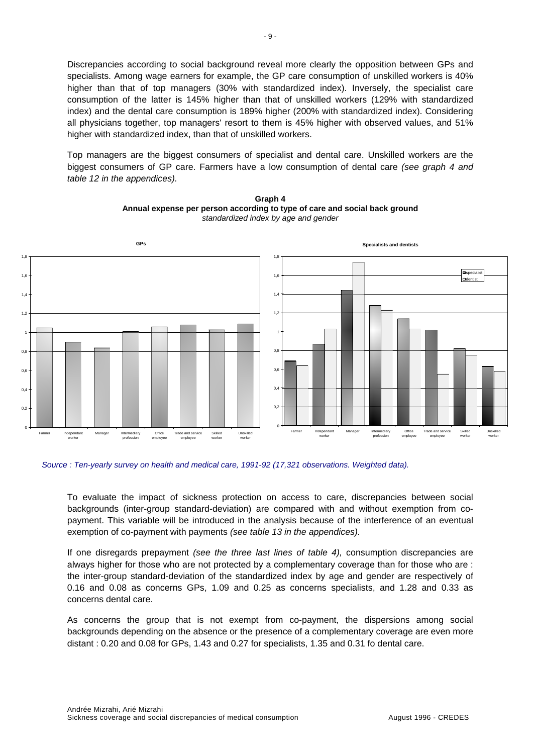Discrepancies according to social background reveal more clearly the opposition between GPs and specialists. Among wage earners for example, the GP care consumption of unskilled workers is 40% higher than that of top managers (30% with standardized index). Inversely, the specialist care consumption of the latter is 145% higher than that of unskilled workers (129% with standardized index) and the dental care consumption is 189% higher (200% with standardized index). Considering all physicians together, top managers' resort to them is 45% higher with observed values, and 51% higher with standardized index, than that of unskilled workers.

Top managers are the biggest consumers of specialist and dental care. Unskilled workers are the biggest consumers of GP care. Farmers have a low consumption of dental care *(see graph 4 and table 12 in the appendices).*

**Graph 4**
**Annual expense per person according to type of care and social back ground**
*standardized index by age and gender*

*Source : Ten-yearly survey on health and medical care, 1991-92 (17,321 observations. Weighted data).*

To evaluate the impact of sickness protection on access to care, discrepancies between social backgrounds (inter-group standard-deviation) are compared with and without exemption from co-payment. This variable will be introduced in the analysis because of the interference of an eventual exemption of co-payment with payments *(see table 13 in the appendices).*

If one disregards prepayment *(see the three last lines of table 4),* consumption discrepancies are always higher for those who are not protected by a complementary coverage than for those who are : the inter-group standard-deviation of the standardized index by age and gender are respectively of 0.16 and 0.08 as concerns GPs, 1.09 and 0.25 as concerns specialists, and 1.28 and 0.33 as concerns dental care.

As concerns the group that is not exempt from co-payment, the dispersions among social backgrounds depending on the absence or the presence of a complementary coverage are even more distant : 0.20 and 0.08 for GPs, 1.43 and 0.27 for specialists, 1.35 and 0.31 fo dental care.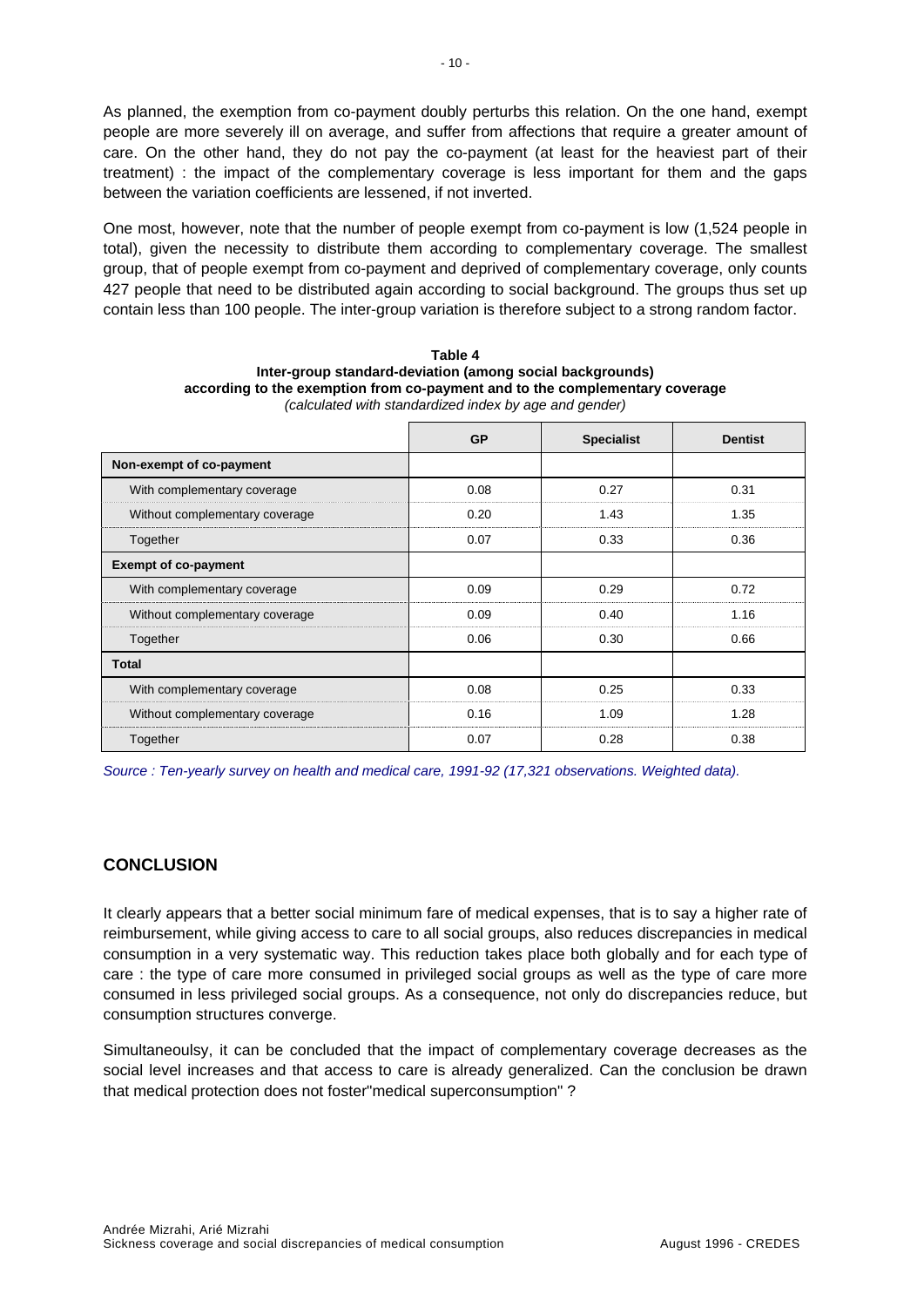As planned, the exemption from co-payment doubly perturbs this relation. On the one hand, exempt people are more severely ill on average, and suffer from affections that require a greater amount of care. On the other hand, they do not pay the co-payment (at least for the heaviest part of their treatment) : the impact of the complementary coverage is less important for them and the gaps between the variation coefficients are lessened, if not inverted.

One most, however, note that the number of people exempt from co-payment is low (1,524 people in total), given the necessity to distribute them according to complementary coverage. The smallest group, that of people exempt from co-payment and deprived of complementary coverage, only counts 427 people that need to be distributed again according to social background. The groups thus set up contain less than 100 people. The inter-group variation is therefore subject to a strong random factor.

**Table 4**
**Inter-group standard-deviation (among social backgrounds)**
**according to the exemption from co-payment and to the complementary coverage**
*(calculated with standardized index by age and gender)*

| | GP | Specialist | Dentist |
|---|---|---|---|
| **Non-exempt of co-payment** | | | |
| With complementary coverage | 0.08 | 0.27 | 0.31 |
| Without complementary coverage | 0.20 | 1.43 | 1.35 |
| Together | 0.07 | 0.33 | 0.36 |
| **Exempt of co-payment** | | | |
| With complementary coverage | 0.09 | 0.29 | 0.72 |
| Without complementary coverage | 0.09 | 0.40 | 1.16 |
| Together | 0.06 | 0.30 | 0.66 |
| **Total** | | | |
| With complementary coverage | 0.08 | 0.25 | 0.33 |
| Without complementary coverage | 0.16 | 1.09 | 1.28 |
| Together | 0.07 | 0.28 | 0.38 |

*Source : Ten-yearly survey on health and medical care, 1991-92 (17,321 observations. Weighted data).*

## CONCLUSION

It clearly appears that a better social minimum fare of medical expenses, that is to say a higher rate of reimbursement, while giving access to care to all social groups, also reduces discrepancies in medical consumption in a very systematic way. This reduction takes place both globally and for each type of care : the type of care more consumed in privileged social groups as well as the type of care more consumed in less privileged social groups. As a consequence, not only do discrepancies reduce, but consumption structures converge.

Simultaneoulsy, it can be concluded that the impact of complementary coverage decreases as the social level increases and that access to care is already generalized. Can the conclusion be drawn that medical protection does not foster"medical superconsumption" ?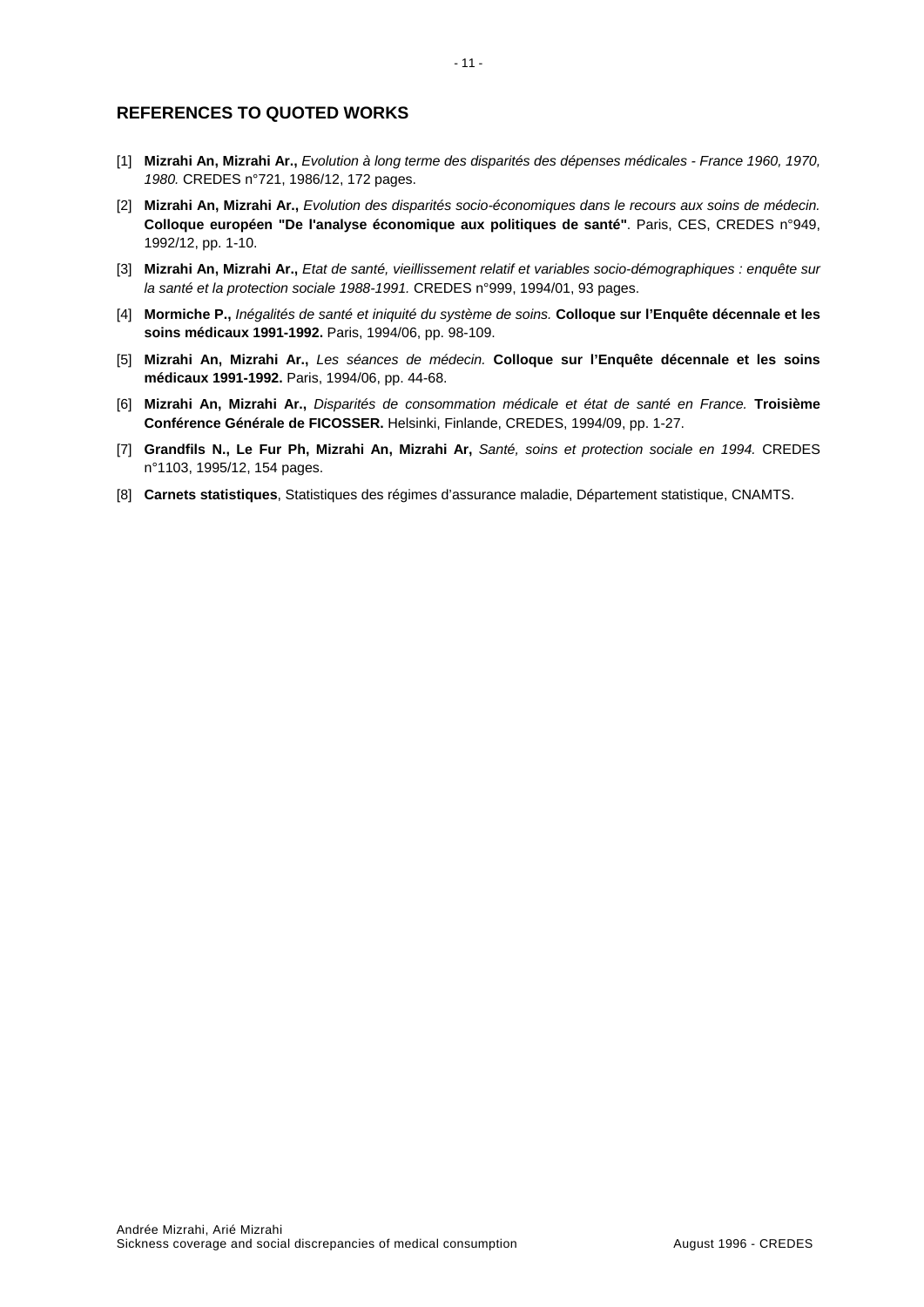## REFERENCES TO QUOTED WORKS

[1] **Mizrahi An, Mizrahi Ar.,** *Evolution à long terme des disparités des dépenses médicales - France 1960, 1970, 1980.* CREDES n°721, 1986/12, 172 pages.

[2] **Mizrahi An, Mizrahi Ar.,** *Evolution des disparités socio-économiques dans le recours aux soins de médecin.* **Colloque européen "De l'analyse économique aux politiques de santé"**. Paris, CES, CREDES n°949, 1992/12, pp. 1-10.

[3] **Mizrahi An, Mizrahi Ar.,** *Etat de santé, vieillissement relatif et variables socio-démographiques : enquête sur la santé et la protection sociale 1988-1991.* CREDES n°999, 1994/01, 93 pages.

[4] **Mormiche P.,** *Inégalités de santé et iniquité du système de soins.* **Colloque sur l'Enquête décennale et les soins médicaux 1991-1992.** Paris, 1994/06, pp. 98-109.

[5] **Mizrahi An, Mizrahi Ar.,** *Les séances de médecin.* **Colloque sur l'Enquête décennale et les soins médicaux 1991-1992.** Paris, 1994/06, pp. 44-68.

[6] **Mizrahi An, Mizrahi Ar.,** *Disparités de consommation médicale et état de santé en France.* **Troisième Conférence Générale de FICOSSER.** Helsinki, Finlande, CREDES, 1994/09, pp. 1-27.

[7] **Grandfils N., Le Fur Ph, Mizrahi An, Mizrahi Ar,** *Santé, soins et protection sociale en 1994.* CREDES n°1103, 1995/12, 154 pages.

[8] **Carnets statistiques**, Statistiques des régimes d'assurance maladie, Département statistique, CNAMTS.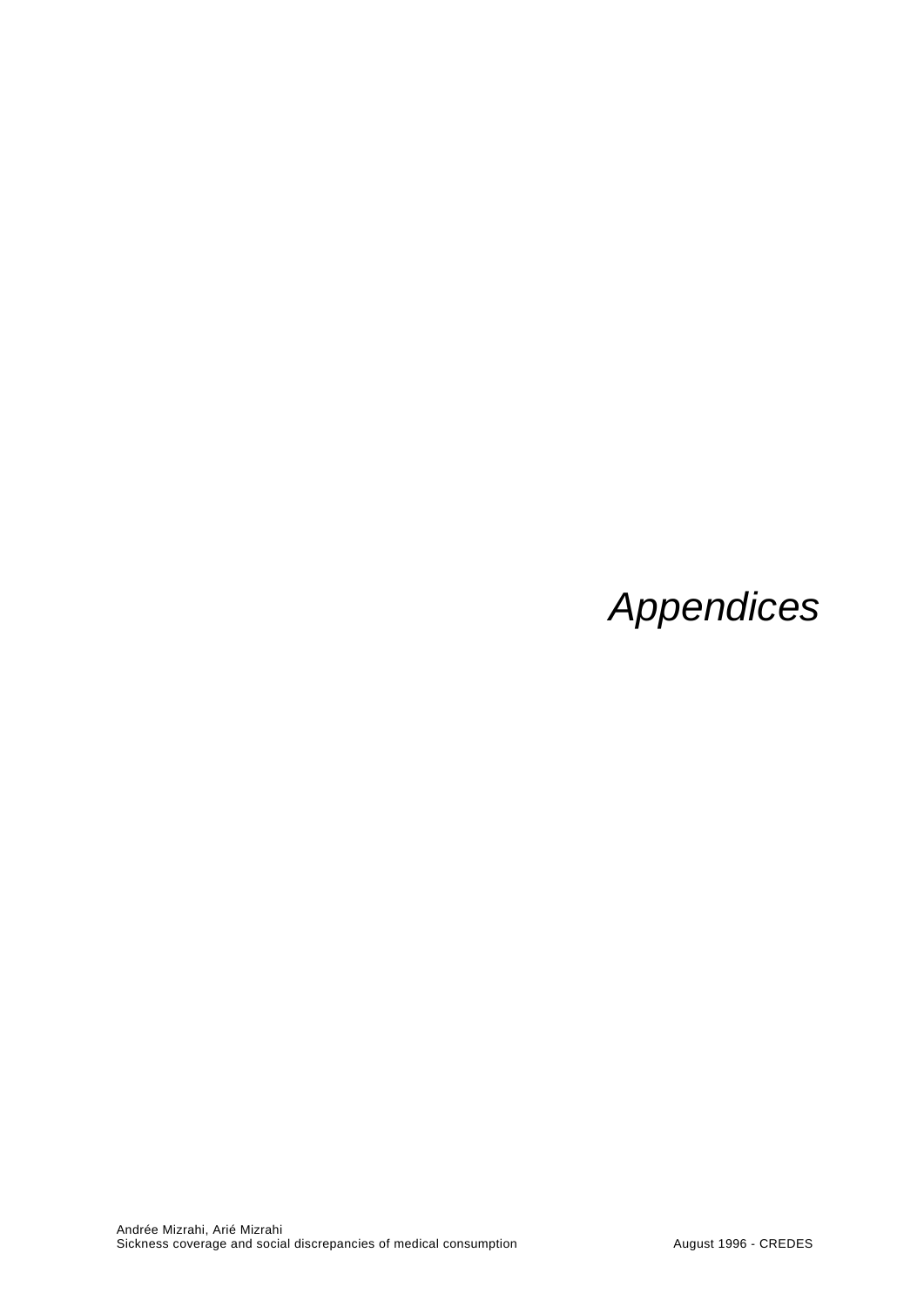# *Appendices*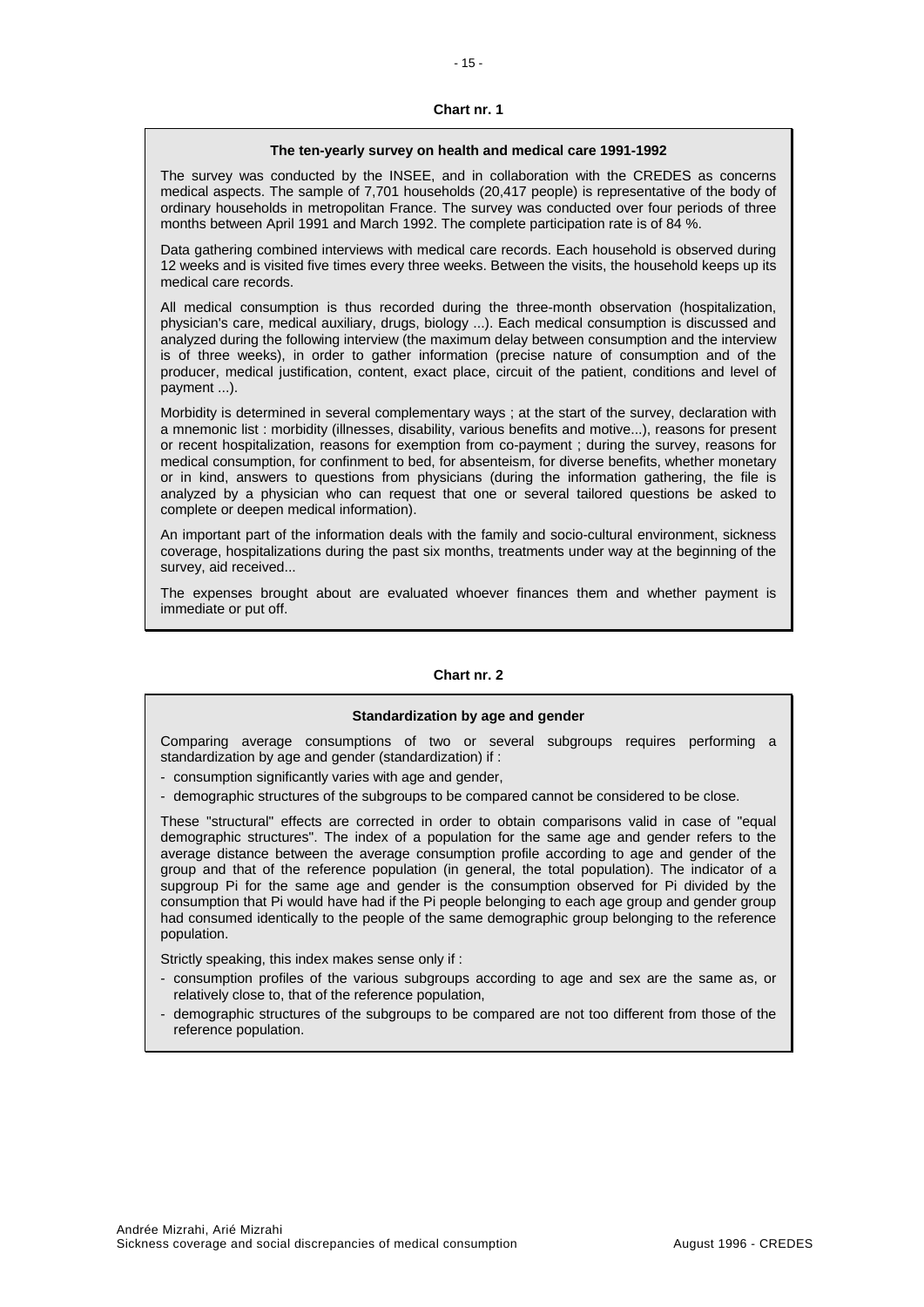## Chart nr. 1

### The ten-yearly survey on health and medical care 1991-1992

The survey was conducted by the INSEE, and in collaboration with the CREDES as concerns medical aspects. The sample of 7,701 households (20,417 people) is representative of the body of ordinary households in metropolitan France. The survey was conducted over four periods of three months between April 1991 and March 1992. The complete participation rate is of 84 %.

Data gathering combined interviews with medical care records. Each household is observed during 12 weeks and is visited five times every three weeks. Between the visits, the household keeps up its medical care records.

All medical consumption is thus recorded during the three-month observation (hospitalization, physician's care, medical auxiliary, drugs, biology ...). Each medical consumption is discussed and analyzed during the following interview (the maximum delay between consumption and the interview is of three weeks), in order to gather information (precise nature of consumption and of the producer, medical justification, content, exact place, circuit of the patient, conditions and level of payment ...).

Morbidity is determined in several complementary ways ; at the start of the survey, declaration with a mnemonic list : morbidity (illnesses, disability, various benefits and motive...), reasons for present or recent hospitalization, reasons for exemption from co-payment ; during the survey, reasons for medical consumption, for confinment to bed, for absenteism, for diverse benefits, whether monetary or in kind, answers to questions from physicians (during the information gathering, the file is analyzed by a physician who can request that one or several tailored questions be asked to complete or deepen medical information).

An important part of the information deals with the family and socio-cultural environment, sickness coverage, hospitalizations during the past six months, treatments under way at the beginning of the survey, aid received...

The expenses brought about are evaluated whoever finances them and whether payment is immediate or put off.

## Chart nr. 2

### Standardization by age and gender

Comparing average consumptions of two or several subgroups requires performing a standardization by age and gender (standardization) if :

- consumption significantly varies with age and gender,
- demographic structures of the subgroups to be compared cannot be considered to be close.

These "structural" effects are corrected in order to obtain comparisons valid in case of "equal demographic structures". The index of a population for the same age and gender refers to the average distance between the average consumption profile according to age and gender of the group and that of the reference population (in general, the total population). The indicator of a supgroup Pi for the same age and gender is the consumption observed for Pi divided by the consumption that Pi would have had if the Pi people belonging to each age group and gender group had consumed identically to the people of the same demographic group belonging to the reference population.

Strictly speaking, this index makes sense only if :

- consumption profiles of the various subgroups according to age and sex are the same as, or relatively close to, that of the reference population,
- demographic structures of the subgroups to be compared are not too different from those of the reference population.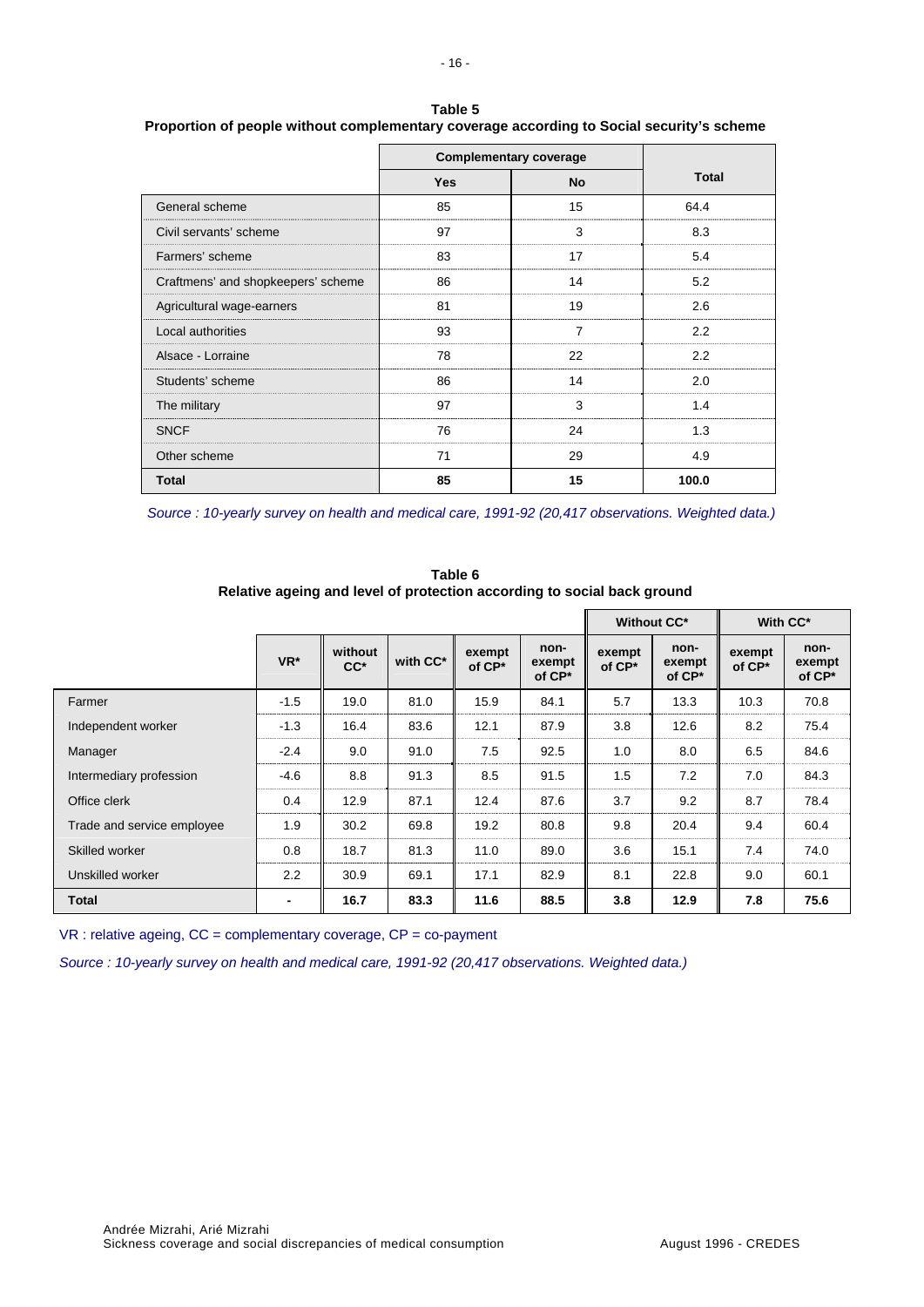**Table 5**
**Proportion of people without complementary coverage according to Social security's scheme**

| | Complementary coverage | | Total |
|---|---|---|---|
| | Yes | No | |
| General scheme | 85 | 15 | 64.4 |
| Civil servants' scheme | 97 | 3 | 8.3 |
| Farmers' scheme | 83 | 17 | 5.4 |
| Craftmens' and shopkeepers' scheme | 86 | 14 | 5.2 |
| Agricultural wage-earners | 81 | 19 | 2.6 |
| Local authorities | 93 | 7 | 2.2 |
| Alsace - Lorraine | 78 | 22 | 2.2 |
| Students' scheme | 86 | 14 | 2.0 |
| The military | 97 | 3 | 1.4 |
| SNCF | 76 | 24 | 1.3 |
| Other scheme | 71 | 29 | 4.9 |
| **Total** | **85** | **15** | **100.0** |

*Source : 10-yearly survey on health and medical care, 1991-92 (20,417 observations. Weighted data.)*

**Table 6**
**Relative ageing and level of protection according to social back ground**

| | | | | | | Without CC* | | With CC* | |
|---|---|---|---|---|---|---|---|---|---|
| | VR* | without CC* | with CC* | exempt of CP* | non-exempt of CP* | exempt of CP* | non-exempt of CP* | exempt of CP* | non-exempt of CP* |
| Farmer | -1.5 | 19.0 | 81.0 | 15.9 | 84.1 | 5.7 | 13.3 | 10.3 | 70.8 |
| Independent worker | -1.3 | 16.4 | 83.6 | 12.1 | 87.9 | 3.8 | 12.6 | 8.2 | 75.4 |
| Manager | -2.4 | 9.0 | 91.0 | 7.5 | 92.5 | 1.0 | 8.0 | 6.5 | 84.6 |
| Intermediary profession | -4.6 | 8.8 | 91.3 | 8.5 | 91.5 | 1.5 | 7.2 | 7.0 | 84.3 |
| Office clerk | 0.4 | 12.9 | 87.1 | 12.4 | 87.6 | 3.7 | 9.2 | 8.7 | 78.4 |
| Trade and service employee | 1.9 | 30.2 | 69.8 | 19.2 | 80.8 | 9.8 | 20.4 | 9.4 | 60.4 |
| Skilled worker | 0.8 | 18.7 | 81.3 | 11.0 | 89.0 | 3.6 | 15.1 | 7.4 | 74.0 |
| Unskilled worker | 2.2 | 30.9 | 69.1 | 17.1 | 82.9 | 8.1 | 22.8 | 9.0 | 60.1 |
| **Total** | **-** | **16.7** | **83.3** | **11.6** | **88.5** | **3.8** | **12.9** | **7.8** | **75.6** |

VR : relative ageing, CC = complementary coverage, CP = co-payment

*Source : 10-yearly survey on health and medical care, 1991-92 (20,417 observations. Weighted data.)*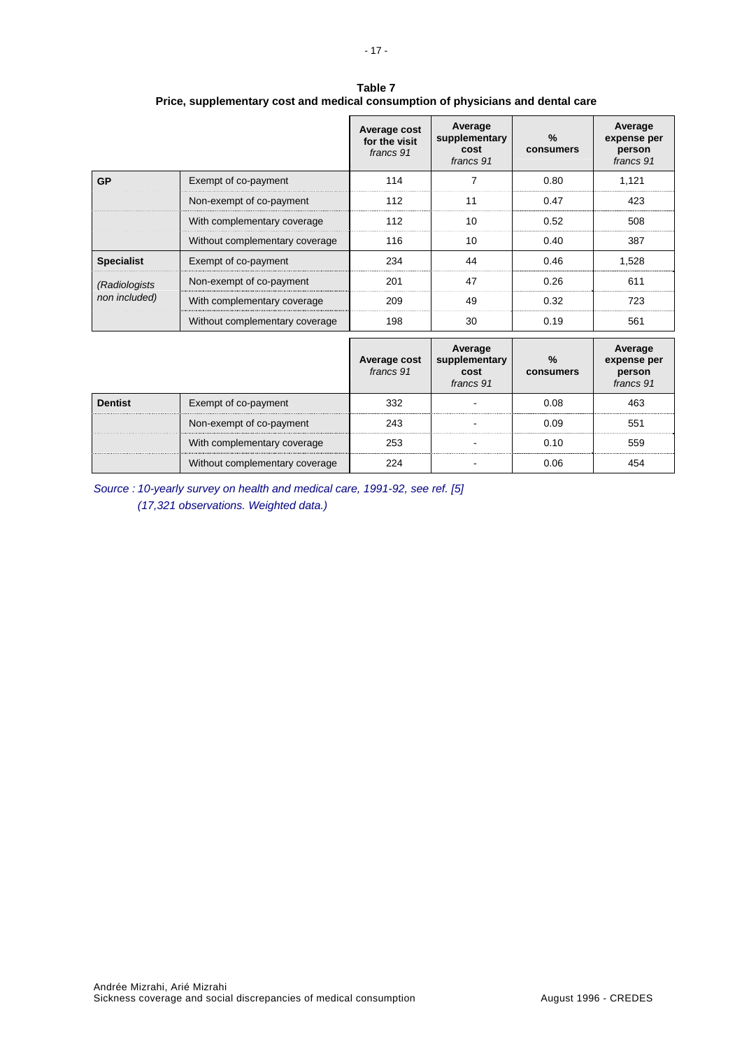**Table 7**
**Price, supplementary cost and medical consumption of physicians and dental care**

| | | **Average cost for the visit** *francs 91* | **Average supplementary cost** *francs 91* | **% consumers** | **Average expense per person** *francs 91* |
|---|---|---|---|---|---|
| **GP** | Exempt of co-payment | 114 | 7 | 0.80 | 1,121 |
| | Non-exempt of co-payment | 112 | 11 | 0.47 | 423 |
| | With complementary coverage | 112 | 10 | 0.52 | 508 |
| | Without complementary coverage | 116 | 10 | 0.40 | 387 |
| **Specialist** | Exempt of co-payment | 234 | 44 | 0.46 | 1,528 |
| *(Radiologists non included)* | Non-exempt of co-payment | 201 | 47 | 0.26 | 611 |
| | With complementary coverage | 209 | 49 | 0.32 | 723 |
| | Without complementary coverage | 198 | 30 | 0.19 | 561 |

| | | **Average cost** *francs 91* | **Average supplementary cost** *francs 91* | **% consumers** | **Average expense per person** *francs 91* |
|---|---|---|---|---|---|
| **Dentist** | Exempt of co-payment | 332 | - | 0.08 | 463 |
| | Non-exempt of co-payment | 243 | - | 0.09 | 551 |
| | With complementary coverage | 253 | - | 0.10 | 559 |
| | Without complementary coverage | 224 | - | 0.06 | 454 |

*Source : 10-yearly survey on health and medical care, 1991-92, see ref. [5]*
*(17,321 observations. Weighted data.)*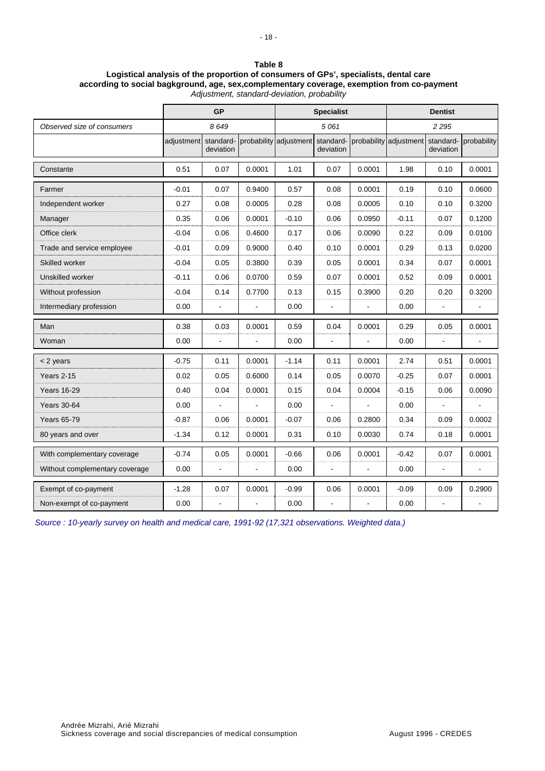**Table 8**
**Logistical analysis of the proportion of consumers of GPs', specialists, dental care according to social bagkground, age, sex,complementary coverage, exemption from co-payment**
*Adjustment, standard-deviation, probability*

| | GP | | | Specialist | | | Dentist | | |
|---|---|---|---|---|---|---|---|---|---|
| *Observed size of consumers* | *8 649* | | | *5 061* | | | *2 295* | | |
| | adjustment | standard-deviation | probability | adjustment | standard-deviation | probability | adjustment | standard-deviation | probability |
| Constante | 0.51 | 0.07 | 0.0001 | 1.01 | 0.07 | 0.0001 | 1.98 | 0.10 | 0.0001 |
| Farmer | -0.01 | 0.07 | 0.9400 | 0.57 | 0.08 | 0.0001 | 0.19 | 0.10 | 0.0600 |
| Independent worker | 0.27 | 0.08 | 0.0005 | 0.28 | 0.08 | 0.0005 | 0.10 | 0.10 | 0.3200 |
| Manager | 0.35 | 0.06 | 0.0001 | -0.10 | 0.06 | 0.0950 | -0.11 | 0.07 | 0.1200 |
| Office clerk | -0.04 | 0.06 | 0.4600 | 0.17 | 0.06 | 0.0090 | 0.22 | 0.09 | 0.0100 |
| Trade and service employee | -0.01 | 0.09 | 0.9000 | 0.40 | 0.10 | 0.0001 | 0.29 | 0.13 | 0.0200 |
| Skilled worker | -0.04 | 0.05 | 0.3800 | 0.39 | 0.05 | 0.0001 | 0.34 | 0.07 | 0.0001 |
| Unskilled worker | -0.11 | 0.06 | 0.0700 | 0.59 | 0.07 | 0.0001 | 0.52 | 0.09 | 0.0001 |
| Without profession | -0.04 | 0.14 | 0.7700 | 0.13 | 0.15 | 0.3900 | 0.20 | 0.20 | 0.3200 |
| Intermediary profession | 0.00 | - | - | 0.00 | - | - | 0.00 | - | - |
| Man | 0.38 | 0.03 | 0.0001 | 0.59 | 0.04 | 0.0001 | 0.29 | 0.05 | 0.0001 |
| Woman | 0.00 | - | - | 0.00 | - | - | 0.00 | - | - |
| < 2 years | -0.75 | 0.11 | 0.0001 | -1.14 | 0.11 | 0.0001 | 2.74 | 0.51 | 0.0001 |
| Years 2-15 | 0.02 | 0.05 | 0.6000 | 0.14 | 0.05 | 0.0070 | -0.25 | 0.07 | 0.0001 |
| Years 16-29 | 0.40 | 0.04 | 0.0001 | 0.15 | 0.04 | 0.0004 | -0.15 | 0.06 | 0.0090 |
| Years 30-64 | 0.00 | - | - | 0.00 | - | - | 0.00 | - | - |
| Years 65-79 | -0.87 | 0.06 | 0.0001 | -0.07 | 0.06 | 0.2800 | 0.34 | 0.09 | 0.0002 |
| 80 years and over | -1.34 | 0.12 | 0.0001 | 0.31 | 0.10 | 0.0030 | 0.74 | 0.18 | 0.0001 |
| With complementary coverage | -0.74 | 0.05 | 0.0001 | -0.66 | 0.06 | 0.0001 | -0.42 | 0.07 | 0.0001 |
| Without complementary coverage | 0.00 | - | - | 0.00 | - | - | 0.00 | - | - |
| Exempt of co-payment | -1.28 | 0.07 | 0.0001 | -0.99 | 0.06 | 0.0001 | -0.09 | 0.09 | 0.2900 |
| Non-exempt of co-payment | 0.00 | - | - | 0.00 | - | - | 0.00 | - | - |

*Source : 10-yearly survey on health and medical care, 1991-92 (17,321 observations. Weighted data.)*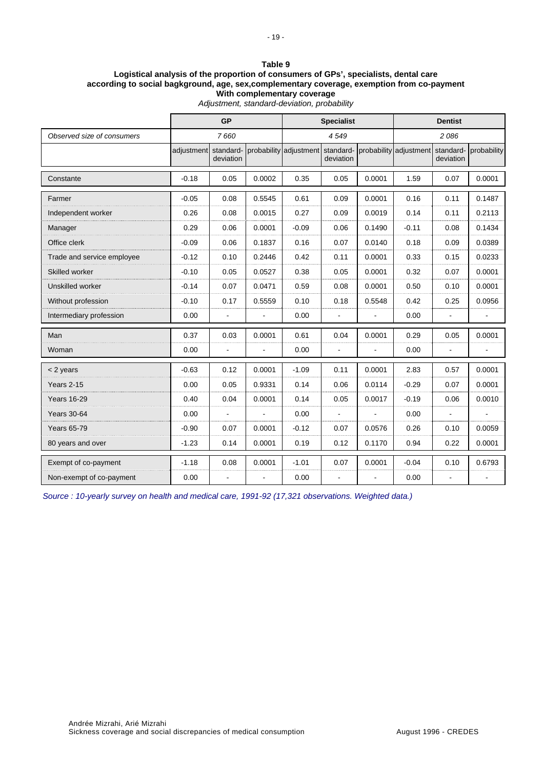**Table 9**
**Logistical analysis of the proportion of consumers of GPs', specialists, dental care according to social bagkground, age, sex,complementary coverage, exemption from co-payment**
**With complementary coverage**
*Adjustment, standard-deviation, probability*

| | GP | | | Specialist | | | Dentist | | |
|---|---|---|---|---|---|---|---|---|---|
| *Observed size of consumers* | *7 660* | | | *4 549* | | | *2 086* | | |
| | adjustment | standard-deviation | probability | adjustment | standard-deviation | probability | adjustment | standard-deviation | probability |
| Constante | -0.18 | 0.05 | 0.0002 | 0.35 | 0.05 | 0.0001 | 1.59 | 0.07 | 0.0001 |
| Farmer | -0.05 | 0.08 | 0.5545 | 0.61 | 0.09 | 0.0001 | 0.16 | 0.11 | 0.1487 |
| Independent worker | 0.26 | 0.08 | 0.0015 | 0.27 | 0.09 | 0.0019 | 0.14 | 0.11 | 0.2113 |
| Manager | 0.29 | 0.06 | 0.0001 | -0.09 | 0.06 | 0.1490 | -0.11 | 0.08 | 0.1434 |
| Office clerk | -0.09 | 0.06 | 0.1837 | 0.16 | 0.07 | 0.0140 | 0.18 | 0.09 | 0.0389 |
| Trade and service employee | -0.12 | 0.10 | 0.2446 | 0.42 | 0.11 | 0.0001 | 0.33 | 0.15 | 0.0233 |
| Skilled worker | -0.10 | 0.05 | 0.0527 | 0.38 | 0.05 | 0.0001 | 0.32 | 0.07 | 0.0001 |
| Unskilled worker | -0.14 | 0.07 | 0.0471 | 0.59 | 0.08 | 0.0001 | 0.50 | 0.10 | 0.0001 |
| Without profession | -0.10 | 0.17 | 0.5559 | 0.10 | 0.18 | 0.5548 | 0.42 | 0.25 | 0.0956 |
| Intermediary profession | 0.00 | - | - | 0.00 | - | - | 0.00 | - | - |
| Man | 0.37 | 0.03 | 0.0001 | 0.61 | 0.04 | 0.0001 | 0.29 | 0.05 | 0.0001 |
| Woman | 0.00 | - | - | 0.00 | - | - | 0.00 | - | - |
| < 2 years | -0.63 | 0.12 | 0.0001 | -1.09 | 0.11 | 0.0001 | 2.83 | 0.57 | 0.0001 |
| Years 2-15 | 0.00 | 0.05 | 0.9331 | 0.14 | 0.06 | 0.0114 | -0.29 | 0.07 | 0.0001 |
| Years 16-29 | 0.40 | 0.04 | 0.0001 | 0.14 | 0.05 | 0.0017 | -0.19 | 0.06 | 0.0010 |
| Years 30-64 | 0.00 | - | - | 0.00 | - | - | 0.00 | - | - |
| Years 65-79 | -0.90 | 0.07 | 0.0001 | -0.12 | 0.07 | 0.0576 | 0.26 | 0.10 | 0.0059 |
| 80 years and over | -1.23 | 0.14 | 0.0001 | 0.19 | 0.12 | 0.1170 | 0.94 | 0.22 | 0.0001 |
| Exempt of co-payment | -1.18 | 0.08 | 0.0001 | -1.01 | 0.07 | 0.0001 | -0.04 | 0.10 | 0.6793 |
| Non-exempt of co-payment | 0.00 | - | - | 0.00 | - | - | 0.00 | - | - |

*Source : 10-yearly survey on health and medical care, 1991-92 (17,321 observations. Weighted data.)*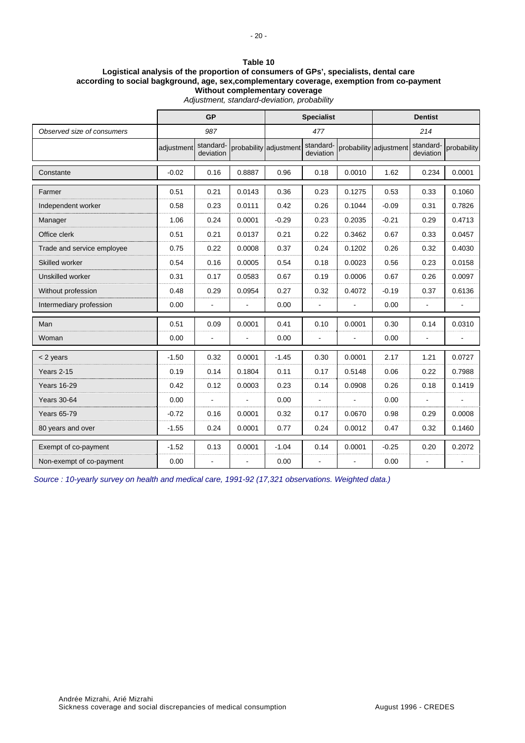**Table 10**
**Logistical analysis of the proportion of consumers of GPs', specialists, dental care according to social bagkground, age, sex,complementary coverage, exemption from co-payment**
**Without complementary coverage**
*Adjustment, standard-deviation, probability*

| | GP | | | Specialist | | | Dentist | | |
|---|---|---|---|---|---|---|---|---|---|
| *Observed size of consumers* | *987* | | | *477* | | | *214* | | |
| | adjustment | standard-deviation | probability | adjustment | standard-deviation | probability | adjustment | standard-deviation | probability |
| Constante | -0.02 | 0.16 | 0.8887 | 0.96 | 0.18 | 0.0010 | 1.62 | 0.234 | 0.0001 |
| Farmer | 0.51 | 0.21 | 0.0143 | 0.36 | 0.23 | 0.1275 | 0.53 | 0.33 | 0.1060 |
| Independent worker | 0.58 | 0.23 | 0.0111 | 0.42 | 0.26 | 0.1044 | -0.09 | 0.31 | 0.7826 |
| Manager | 1.06 | 0.24 | 0.0001 | -0.29 | 0.23 | 0.2035 | -0.21 | 0.29 | 0.4713 |
| Office clerk | 0.51 | 0.21 | 0.0137 | 0.21 | 0.22 | 0.3462 | 0.67 | 0.33 | 0.0457 |
| Trade and service employee | 0.75 | 0.22 | 0.0008 | 0.37 | 0.24 | 0.1202 | 0.26 | 0.32 | 0.4030 |
| Skilled worker | 0.54 | 0.16 | 0.0005 | 0.54 | 0.18 | 0.0023 | 0.56 | 0.23 | 0.0158 |
| Unskilled worker | 0.31 | 0.17 | 0.0583 | 0.67 | 0.19 | 0.0006 | 0.67 | 0.26 | 0.0097 |
| Without profession | 0.48 | 0.29 | 0.0954 | 0.27 | 0.32 | 0.4072 | -0.19 | 0.37 | 0.6136 |
| Intermediary profession | 0.00 | - | - | 0.00 | - | - | 0.00 | - | - |
| Man | 0.51 | 0.09 | 0.0001 | 0.41 | 0.10 | 0.0001 | 0.30 | 0.14 | 0.0310 |
| Woman | 0.00 | - | - | 0.00 | - | - | 0.00 | - | - |
| < 2 years | -1.50 | 0.32 | 0.0001 | -1.45 | 0.30 | 0.0001 | 2.17 | 1.21 | 0.0727 |
| Years 2-15 | 0.19 | 0.14 | 0.1804 | 0.11 | 0.17 | 0.5148 | 0.06 | 0.22 | 0.7988 |
| Years 16-29 | 0.42 | 0.12 | 0.0003 | 0.23 | 0.14 | 0.0908 | 0.26 | 0.18 | 0.1419 |
| Years 30-64 | 0.00 | - | - | 0.00 | - | - | 0.00 | - | - |
| Years 65-79 | -0.72 | 0.16 | 0.0001 | 0.32 | 0.17 | 0.0670 | 0.98 | 0.29 | 0.0008 |
| 80 years and over | -1.55 | 0.24 | 0.0001 | 0.77 | 0.24 | 0.0012 | 0.47 | 0.32 | 0.1460 |
| Exempt of co-payment | -1.52 | 0.13 | 0.0001 | -1.04 | 0.14 | 0.0001 | -0.25 | 0.20 | 0.2072 |
| Non-exempt of co-payment | 0.00 | - | - | 0.00 | - | - | 0.00 | - | - |

*Source : 10-yearly survey on health and medical care, 1991-92 (17,321 observations. Weighted data.)*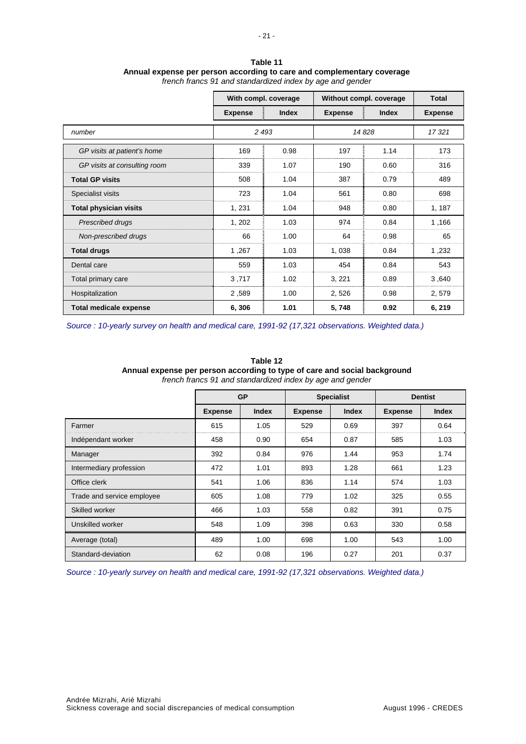**Table 11**
**Annual expense per person according to care and complementary coverage**
*french francs 91 and standardized index by age and gender*

| | With compl. coverage | | Without compl. coverage | | Total |
|---|---|---|---|---|---|
| | **Expense** | **Index** | **Expense** | **Index** | **Expense** |
| *number* | *2 493* | | *14 828* | | *17 321* |
| *GP visits at patient's home* | 169 | 0.98 | 197 | 1.14 | 173 |
| *GP visits at consulting room* | 339 | 1.07 | 190 | 0.60 | 316 |
| **Total GP visits** | 508 | 1.04 | 387 | 0.79 | 489 |
| Specialist visits | 723 | 1.04 | 561 | 0.80 | 698 |
| **Total physician visits** | 1, 231 | 1.04 | 948 | 0.80 | 1, 187 |
| *Prescribed drugs* | 1, 202 | 1.03 | 974 | 0.84 | 1 ,166 |
| *Non-prescribed drugs* | 66 | 1.00 | 64 | 0.98 | 65 |
| **Total drugs** | 1 ,267 | 1.03 | 1, 038 | 0.84 | 1 ,232 |
| Dental care | 559 | 1.03 | 454 | 0.84 | 543 |
| Total primary care | 3 ,717 | 1.02 | 3, 221 | 0.89 | 3 ,640 |
| Hospitalization | 2 ,589 | 1.00 | 2, 526 | 0.98 | 2, 579 |
| **Total medicale expense** | **6, 306** | **1.01** | **5, 748** | **0.92** | **6, 219** |

*Source : 10-yearly survey on health and medical care, 1991-92 (17,321 observations. Weighted data.)*

**Table 12**
**Annual expense per person according to type of care and social background**
*french francs 91 and standardized index by age and gender*

| | GP | | Specialist | | Dentist | |
|---|---|---|---|---|---|---|
| | **Expense** | **Index** | **Expense** | **Index** | **Expense** | **Index** |
| Farmer | 615 | 1.05 | 529 | 0.69 | 397 | 0.64 |
| Indépendant worker | 458 | 0.90 | 654 | 0.87 | 585 | 1.03 |
| Manager | 392 | 0.84 | 976 | 1.44 | 953 | 1.74 |
| Intermediary profession | 472 | 1.01 | 893 | 1.28 | 661 | 1.23 |
| Office clerk | 541 | 1.06 | 836 | 1.14 | 574 | 1.03 |
| Trade and service employee | 605 | 1.08 | 779 | 1.02 | 325 | 0.55 |
| Skilled worker | 466 | 1.03 | 558 | 0.82 | 391 | 0.75 |
| Unskilled worker | 548 | 1.09 | 398 | 0.63 | 330 | 0.58 |
| Average (total) | 489 | 1.00 | 698 | 1.00 | 543 | 1.00 |
| Standard-deviation | 62 | 0.08 | 196 | 0.27 | 201 | 0.37 |

*Source : 10-yearly survey on health and medical care, 1991-92 (17,321 observations. Weighted data.)*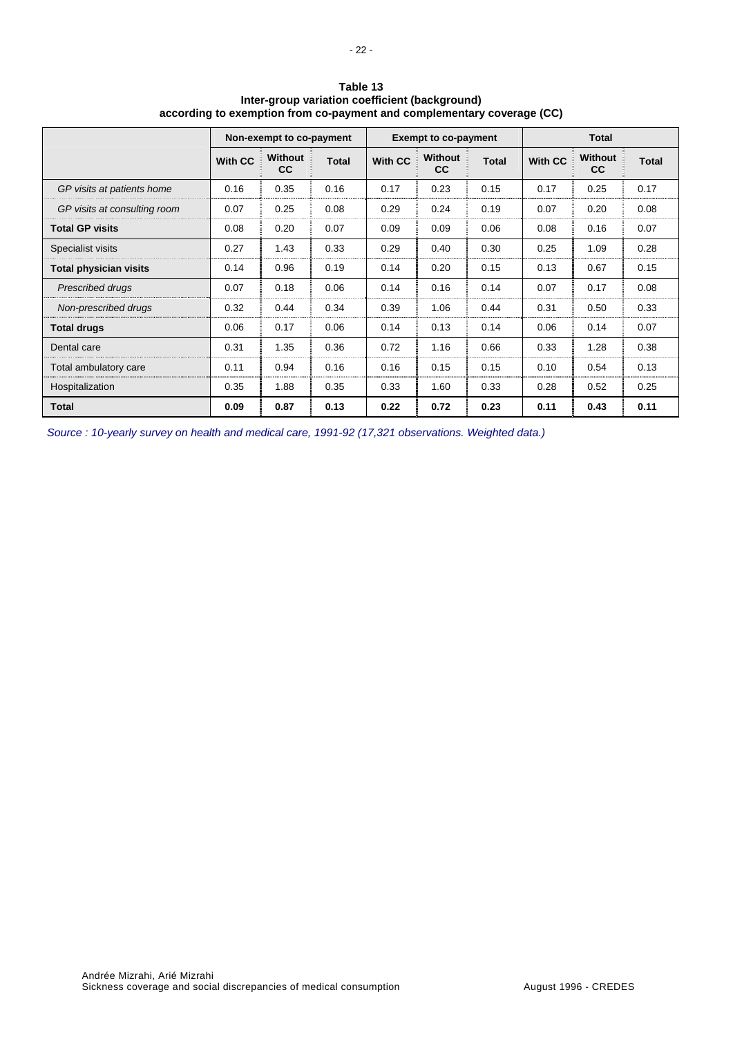**Table 13**
**Inter-group variation coefficient (background)**
**according to exemption from co-payment and complementary coverage (CC)**

| | Non-exempt to co-payment | | | Exempt to co-payment | | | Total | | |
|---|---|---|---|---|---|---|---|---|---|
| | **With CC** | **Without CC** | **Total** | **With CC** | **Without CC** | **Total** | **With CC** | **Without CC** | **Total** |
| *GP visits at patients home* | 0.16 | 0.35 | 0.16 | 0.17 | 0.23 | 0.15 | 0.17 | 0.25 | 0.17 |
| *GP visits at consulting room* | 0.07 | 0.25 | 0.08 | 0.29 | 0.24 | 0.19 | 0.07 | 0.20 | 0.08 |
| **Total GP visits** | 0.08 | 0.20 | 0.07 | 0.09 | 0.09 | 0.06 | 0.08 | 0.16 | 0.07 |
| Specialist visits | 0.27 | 1.43 | 0.33 | 0.29 | 0.40 | 0.30 | 0.25 | 1.09 | 0.28 |
| **Total physician visits** | 0.14 | 0.96 | 0.19 | 0.14 | 0.20 | 0.15 | 0.13 | 0.67 | 0.15 |
| *Prescribed drugs* | 0.07 | 0.18 | 0.06 | 0.14 | 0.16 | 0.14 | 0.07 | 0.17 | 0.08 |
| *Non-prescribed drugs* | 0.32 | 0.44 | 0.34 | 0.39 | 1.06 | 0.44 | 0.31 | 0.50 | 0.33 |
| **Total drugs** | 0.06 | 0.17 | 0.06 | 0.14 | 0.13 | 0.14 | 0.06 | 0.14 | 0.07 |
| Dental care | 0.31 | 1.35 | 0.36 | 0.72 | 1.16 | 0.66 | 0.33 | 1.28 | 0.38 |
| Total ambulatory care | 0.11 | 0.94 | 0.16 | 0.16 | 0.15 | 0.15 | 0.10 | 0.54 | 0.13 |
| Hospitalization | 0.35 | 1.88 | 0.35 | 0.33 | 1.60 | 0.33 | 0.28 | 0.52 | 0.25 |
| **Total** | **0.09** | **0.87** | **0.13** | **0.22** | **0.72** | **0.23** | **0.11** | **0.43** | **0.11** |

*Source : 10-yearly survey on health and medical care, 1991-92 (17,321 observations. Weighted data.)*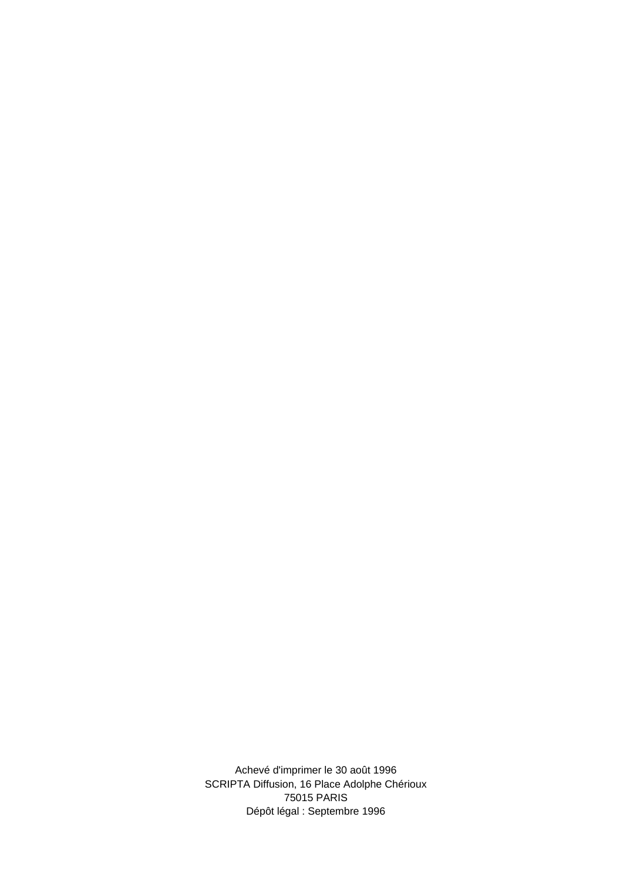Achevé d'imprimer le 30 août 1996
SCRIPTA Diffusion, 16 Place Adolphe Chérioux
75015 PARIS
Dépôt légal : Septembre 1996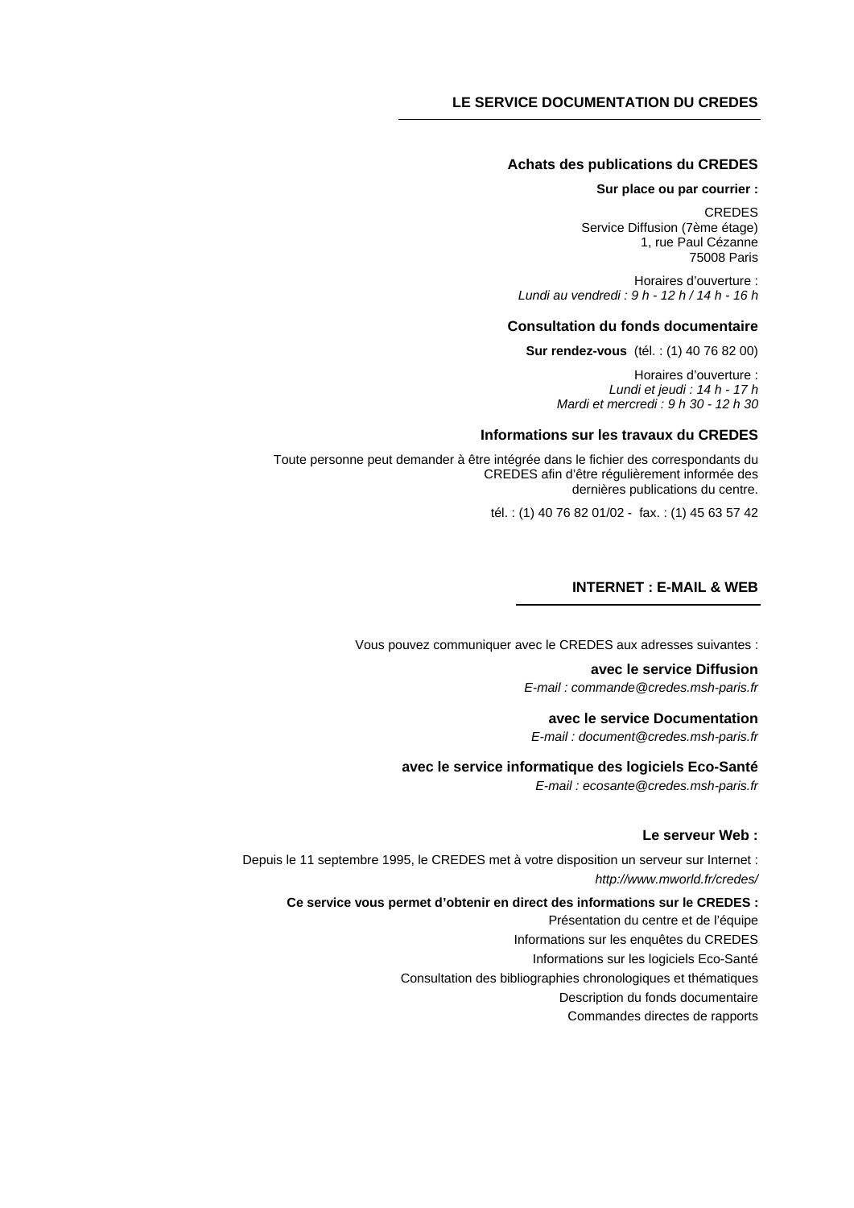## LE SERVICE DOCUMENTATION DU CREDES

### Achats des publications du CREDES

**Sur place ou par courrier :**

CREDES
Service Diffusion (7ème étage)
1, rue Paul Cézanne
75008 Paris

Horaires d'ouverture :
*Lundi au vendredi : 9 h - 12 h / 14 h - 16 h*

### Consultation du fonds documentaire

**Sur rendez-vous** (tél. : (1) 40 76 82 00)

Horaires d'ouverture :
*Lundi et jeudi : 14 h - 17 h*
*Mardi et mercredi : 9 h 30 - 12 h 30*

### Informations sur les travaux du CREDES

Toute personne peut demander à être intégrée dans le fichier des correspondants du CREDES afin d'être régulièrement informée des dernières publications du centre.

tél. : (1) 40 76 82 01/02 - fax. : (1) 45 63 57 42

## INTERNET : E-MAIL & WEB

Vous pouvez communiquer avec le CREDES aux adresses suivantes :

**avec le service Diffusion**
*E-mail : commande@credes.msh-paris.fr*

**avec le service Documentation**
*E-mail : document@credes.msh-paris.fr*

**avec le service informatique des logiciels Eco-Santé**
*E-mail : ecosante@credes.msh-paris.fr*

### Le serveur Web :

Depuis le 11 septembre 1995, le CREDES met à votre disposition un serveur sur Internet :
*http://www.mworld.fr/credes/*

**Ce service vous permet d'obtenir en direct des informations sur le CREDES :**

Présentation du centre et de l'équipe
Informations sur les enquêtes du CREDES
Informations sur les logiciels Eco-Santé
Consultation des bibliographies chronologiques et thématiques
Description du fonds documentaire
Commandes directes de rapports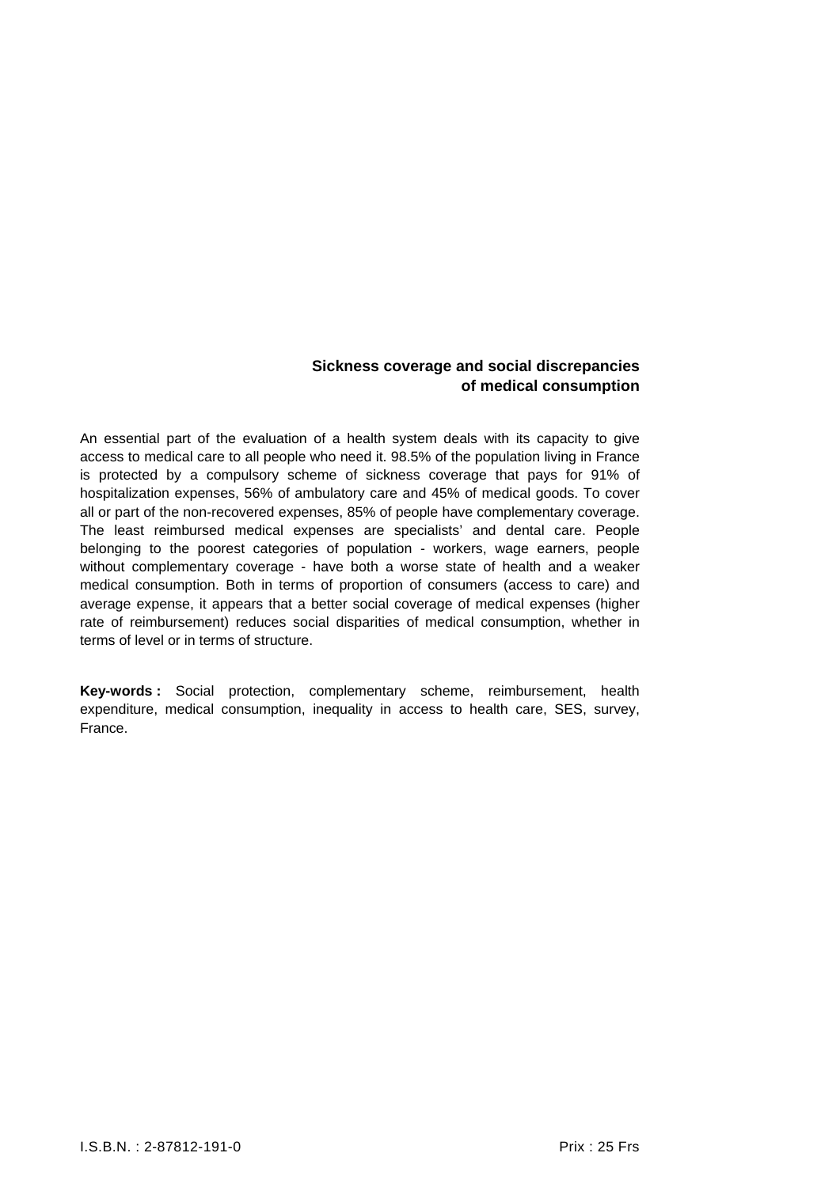## Sickness coverage and social discrepancies of medical consumption

An essential part of the evaluation of a health system deals with its capacity to give access to medical care to all people who need it. 98.5% of the population living in France is protected by a compulsory scheme of sickness coverage that pays for 91% of hospitalization expenses, 56% of ambulatory care and 45% of medical goods. To cover all or part of the non-recovered expenses, 85% of people have complementary coverage. The least reimbursed medical expenses are specialists' and dental care. People belonging to the poorest categories of population - workers, wage earners, people without complementary coverage - have both a worse state of health and a weaker medical consumption. Both in terms of proportion of consumers (access to care) and average expense, it appears that a better social coverage of medical expenses (higher rate of reimbursement) reduces social disparities of medical consumption, whether in terms of level or in terms of structure.

**Key-words :** Social protection, complementary scheme, reimbursement, health expenditure, medical consumption, inequality in access to health care, SES, survey, France.

I.S.B.N. : 2-87812-191-0

Prix : 25 Frs